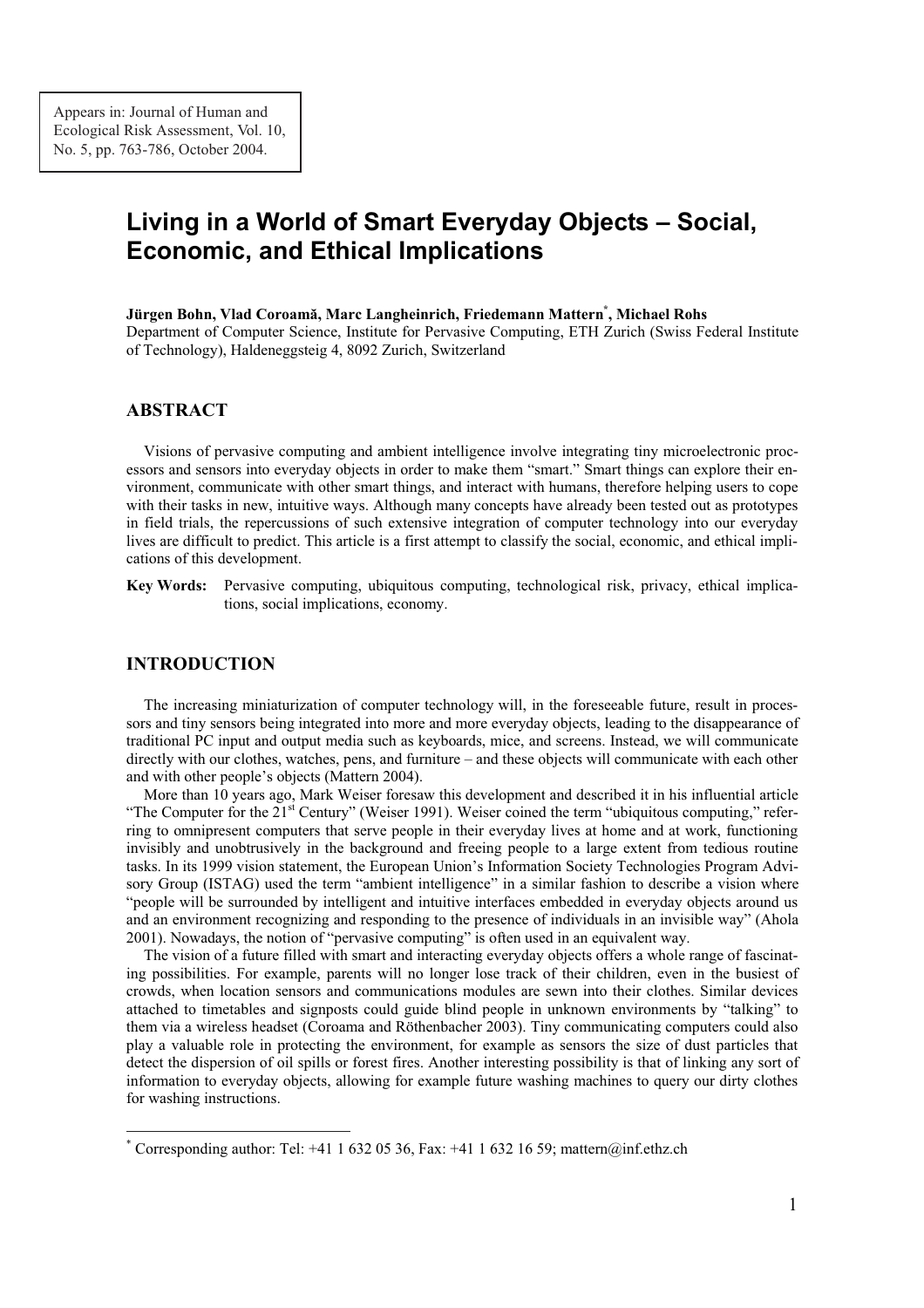Appears in: Journal of Human and Ecological Risk Assessment, Vol. 10, No. 5, pp. 763-786, October 2004.

# Living in a World of Smart Everyday Objects – Social, Economic, and Ethical Implications

**Jürgen Bohn, Vlad Coroamă, Marc Langheinrich, Friedemann Mattern[*], Michael Rohs**
Department of Computer Science, Institute for Pervasive Computing, ETH Zurich (Swiss Federal Institute of Technology), Haldeneggsteig 4, 8092 Zurich, Switzerland

## ABSTRACT

Visions of pervasive computing and ambient intelligence involve integrating tiny microelectronic processors and sensors into everyday objects in order to make them "smart." Smart things can explore their environment, communicate with other smart things, and interact with humans, therefore helping users to cope with their tasks in new, intuitive ways. Although many concepts have already been tested out as prototypes in field trials, the repercussions of such extensive integration of computer technology into our everyday lives are difficult to predict. This article is a first attempt to classify the social, economic, and ethical implications of this development.

**Key Words:** Pervasive computing, ubiquitous computing, technological risk, privacy, ethical implications, social implications, economy.

## INTRODUCTION

The increasing miniaturization of computer technology will, in the foreseeable future, result in processors and tiny sensors being integrated into more and more everyday objects, leading to the disappearance of traditional PC input and output media such as keyboards, mice, and screens. Instead, we will communicate directly with our clothes, watches, pens, and furniture – and these objects will communicate with each other and with other people's objects (Mattern 2004).

More than 10 years ago, Mark Weiser foresaw this development and described it in his influential article "The Computer for the 21st Century" (Weiser 1991). Weiser coined the term "ubiquitous computing," referring to omnipresent computers that serve people in their everyday lives at home and at work, functioning invisibly and unobtrusively in the background and freeing people to a large extent from tedious routine tasks. In its 1999 vision statement, the European Union's Information Society Technologies Program Advisory Group (ISTAG) used the term "ambient intelligence" in a similar fashion to describe a vision where "people will be surrounded by intelligent and intuitive interfaces embedded in everyday objects around us and an environment recognizing and responding to the presence of individuals in an invisible way" (Ahola 2001). Nowadays, the notion of "pervasive computing" is often used in an equivalent way.

The vision of a future filled with smart and interacting everyday objects offers a whole range of fascinating possibilities. For example, parents will no longer lose track of their children, even in the busiest of crowds, when location sensors and communications modules are sewn into their clothes. Similar devices attached to timetables and signposts could guide blind people in unknown environments by "talking" to them via a wireless headset (Coroama and Röthenbacher 2003). Tiny communicating computers could also play a valuable role in protecting the environment, for example as sensors the size of dust particles that detect the dispersion of oil spills or forest fires. Another interesting possibility is that of linking any sort of information to everyday objects, allowing for example future washing machines to query our dirty clothes for washing instructions.

[*] Corresponding author: Tel: +41 1 632 05 36, Fax: +41 1 632 16 59; mattern@inf.ethz.ch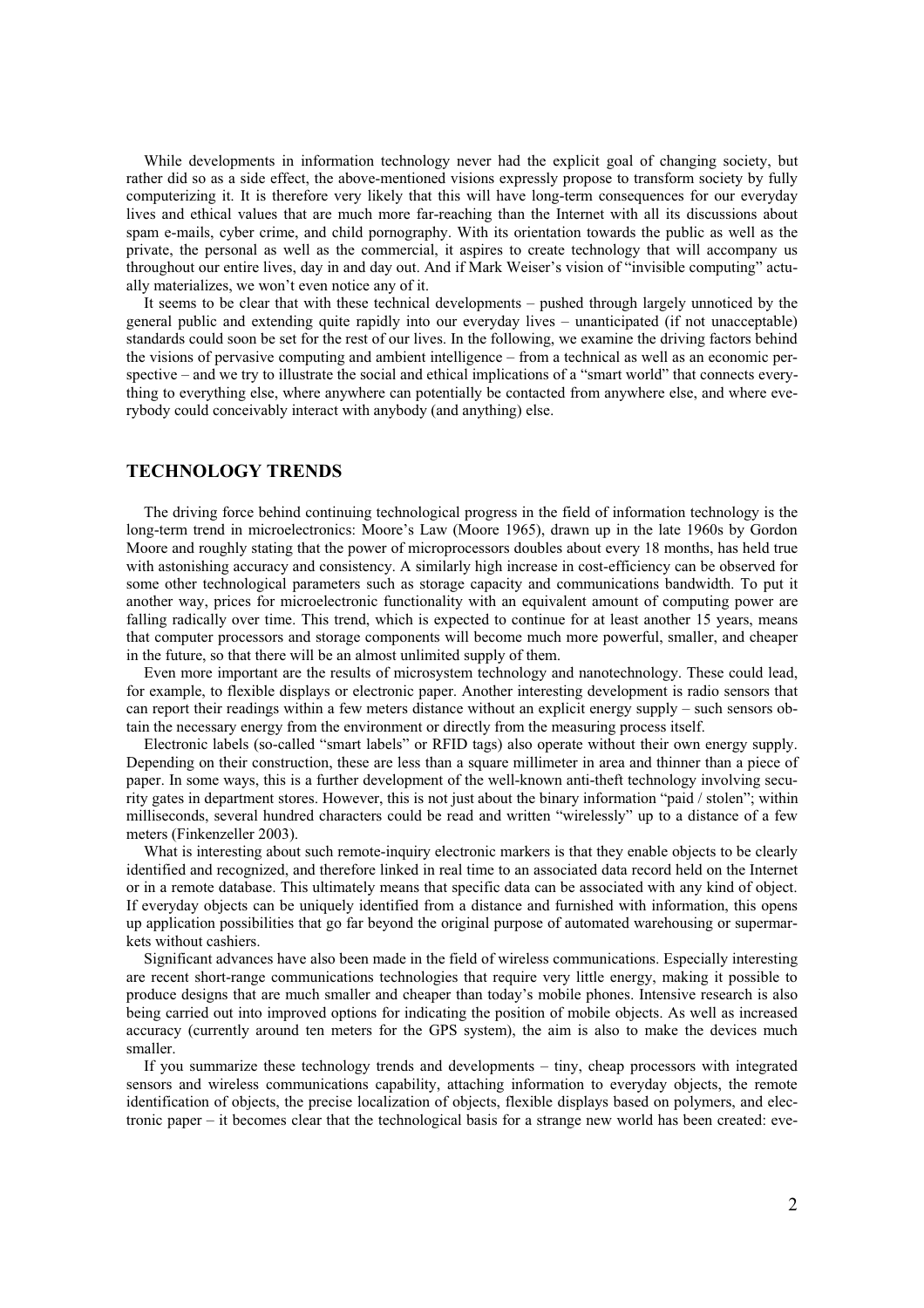While developments in information technology never had the explicit goal of changing society, but rather did so as a side effect, the above-mentioned visions expressly propose to transform society by fully computerizing it. It is therefore very likely that this will have long-term consequences for our everyday lives and ethical values that are much more far-reaching than the Internet with all its discussions about spam e-mails, cyber crime, and child pornography. With its orientation towards the public as well as the private, the personal as well as the commercial, it aspires to create technology that will accompany us throughout our entire lives, day in and day out. And if Mark Weiser's vision of "invisible computing" actually materializes, we won't even notice any of it.

It seems to be clear that with these technical developments – pushed through largely unnoticed by the general public and extending quite rapidly into our everyday lives – unanticipated (if not unacceptable) standards could soon be set for the rest of our lives. In the following, we examine the driving factors behind the visions of pervasive computing and ambient intelligence – from a technical as well as an economic perspective – and we try to illustrate the social and ethical implications of a "smart world" that connects everything to everything else, where anywhere can potentially be contacted from anywhere else, and where everybody could conceivably interact with anybody (and anything) else.

## TECHNOLOGY TRENDS

The driving force behind continuing technological progress in the field of information technology is the long-term trend in microelectronics: Moore's Law (Moore 1965), drawn up in the late 1960s by Gordon Moore and roughly stating that the power of microprocessors doubles about every 18 months, has held true with astonishing accuracy and consistency. A similarly high increase in cost-efficiency can be observed for some other technological parameters such as storage capacity and communications bandwidth. To put it another way, prices for microelectronic functionality with an equivalent amount of computing power are falling radically over time. This trend, which is expected to continue for at least another 15 years, means that computer processors and storage components will become much more powerful, smaller, and cheaper in the future, so that there will be an almost unlimited supply of them.

Even more important are the results of microsystem technology and nanotechnology. These could lead, for example, to flexible displays or electronic paper. Another interesting development is radio sensors that can report their readings within a few meters distance without an explicit energy supply – such sensors obtain the necessary energy from the environment or directly from the measuring process itself.

Electronic labels (so-called "smart labels" or RFID tags) also operate without their own energy supply. Depending on their construction, these are less than a square millimeter in area and thinner than a piece of paper. In some ways, this is a further development of the well-known anti-theft technology involving security gates in department stores. However, this is not just about the binary information "paid / stolen"; within milliseconds, several hundred characters could be read and written "wirelessly" up to a distance of a few meters (Finkenzeller 2003).

What is interesting about such remote-inquiry electronic markers is that they enable objects to be clearly identified and recognized, and therefore linked in real time to an associated data record held on the Internet or in a remote database. This ultimately means that specific data can be associated with any kind of object. If everyday objects can be uniquely identified from a distance and furnished with information, this opens up application possibilities that go far beyond the original purpose of automated warehousing or supermarkets without cashiers.

Significant advances have also been made in the field of wireless communications. Especially interesting are recent short-range communications technologies that require very little energy, making it possible to produce designs that are much smaller and cheaper than today's mobile phones. Intensive research is also being carried out into improved options for indicating the position of mobile objects. As well as increased accuracy (currently around ten meters for the GPS system), the aim is also to make the devices much smaller.

If you summarize these technology trends and developments – tiny, cheap processors with integrated sensors and wireless communications capability, attaching information to everyday objects, the remote identification of objects, the precise localization of objects, flexible displays based on polymers, and electronic paper – it becomes clear that the technological basis for a strange new world has been created: eve-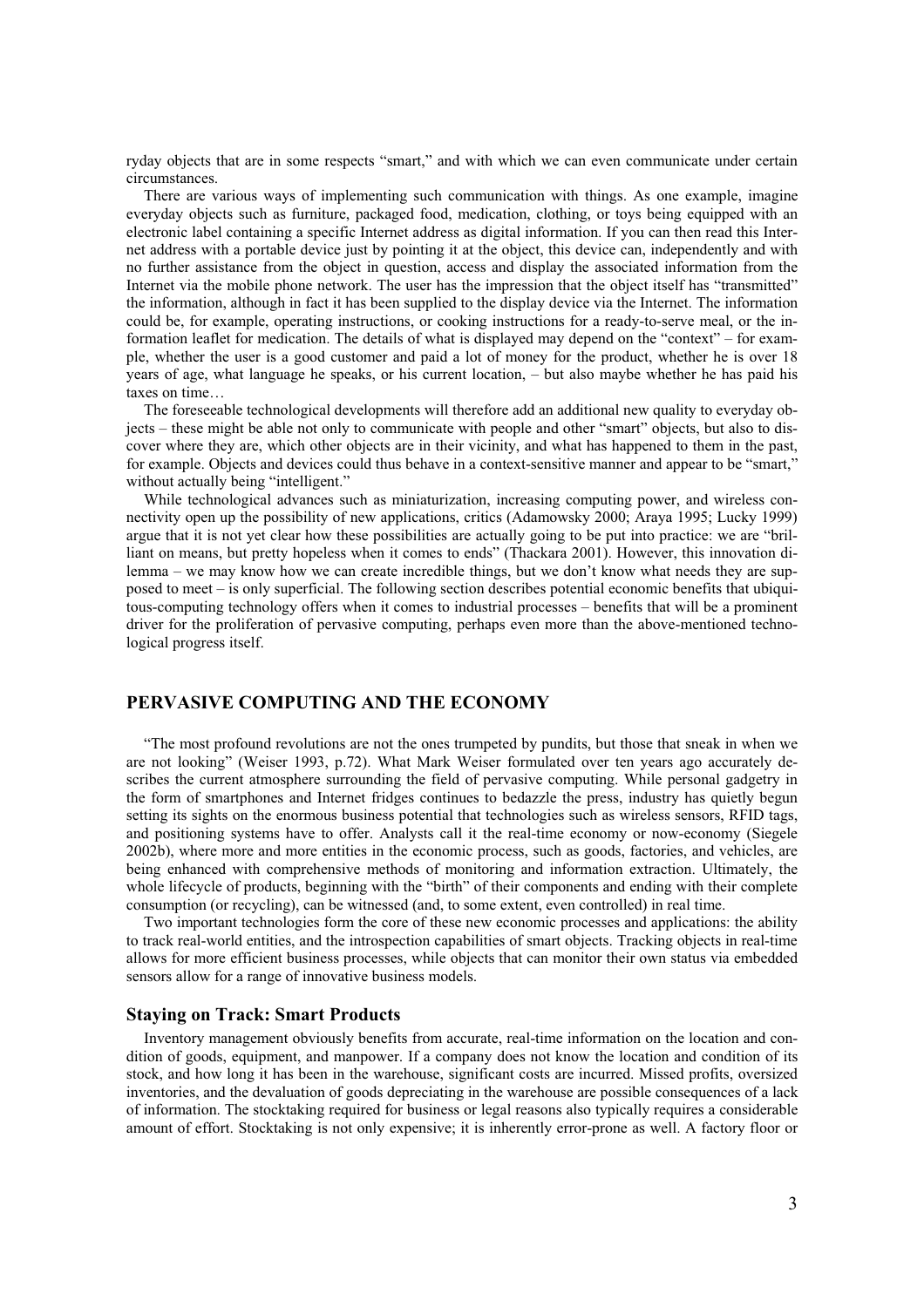ryday objects that are in some respects "smart," and with which we can even communicate under certain circumstances.

There are various ways of implementing such communication with things. As one example, imagine everyday objects such as furniture, packaged food, medication, clothing, or toys being equipped with an electronic label containing a specific Internet address as digital information. If you can then read this Internet address with a portable device just by pointing it at the object, this device can, independently and with no further assistance from the object in question, access and display the associated information from the Internet via the mobile phone network. The user has the impression that the object itself has "transmitted" the information, although in fact it has been supplied to the display device via the Internet. The information could be, for example, operating instructions, or cooking instructions for a ready-to-serve meal, or the information leaflet for medication. The details of what is displayed may depend on the "context" – for example, whether the user is a good customer and paid a lot of money for the product, whether he is over 18 years of age, what language he speaks, or his current location, – but also maybe whether he has paid his taxes on time…

The foreseeable technological developments will therefore add an additional new quality to everyday objects – these might be able not only to communicate with people and other "smart" objects, but also to discover where they are, which other objects are in their vicinity, and what has happened to them in the past, for example. Objects and devices could thus behave in a context-sensitive manner and appear to be "smart," without actually being "intelligent."

While technological advances such as miniaturization, increasing computing power, and wireless connectivity open up the possibility of new applications, critics (Adamowsky 2000; Araya 1995; Lucky 1999) argue that it is not yet clear how these possibilities are actually going to be put into practice: we are "brilliant on means, but pretty hopeless when it comes to ends" (Thackara 2001). However, this innovation dilemma – we may know how we can create incredible things, but we don't know what needs they are supposed to meet – is only superficial. The following section describes potential economic benefits that ubiquitous-computing technology offers when it comes to industrial processes – benefits that will be a prominent driver for the proliferation of pervasive computing, perhaps even more than the above-mentioned technological progress itself.

## PERVASIVE COMPUTING AND THE ECONOMY

"The most profound revolutions are not the ones trumpeted by pundits, but those that sneak in when we are not looking" (Weiser 1993, p.72). What Mark Weiser formulated over ten years ago accurately describes the current atmosphere surrounding the field of pervasive computing. While personal gadgetry in the form of smartphones and Internet fridges continues to bedazzle the press, industry has quietly begun setting its sights on the enormous business potential that technologies such as wireless sensors, RFID tags, and positioning systems have to offer. Analysts call it the real-time economy or now-economy (Siegele 2002b), where more and more entities in the economic process, such as goods, factories, and vehicles, are being enhanced with comprehensive methods of monitoring and information extraction. Ultimately, the whole lifecycle of products, beginning with the "birth" of their components and ending with their complete consumption (or recycling), can be witnessed (and, to some extent, even controlled) in real time.

Two important technologies form the core of these new economic processes and applications: the ability to track real-world entities, and the introspection capabilities of smart objects. Tracking objects in real-time allows for more efficient business processes, while objects that can monitor their own status via embedded sensors allow for a range of innovative business models.

### Staying on Track: Smart Products

Inventory management obviously benefits from accurate, real-time information on the location and condition of goods, equipment, and manpower. If a company does not know the location and condition of its stock, and how long it has been in the warehouse, significant costs are incurred. Missed profits, oversized inventories, and the devaluation of goods depreciating in the warehouse are possible consequences of a lack of information. The stocktaking required for business or legal reasons also typically requires a considerable amount of effort. Stocktaking is not only expensive; it is inherently error-prone as well. A factory floor or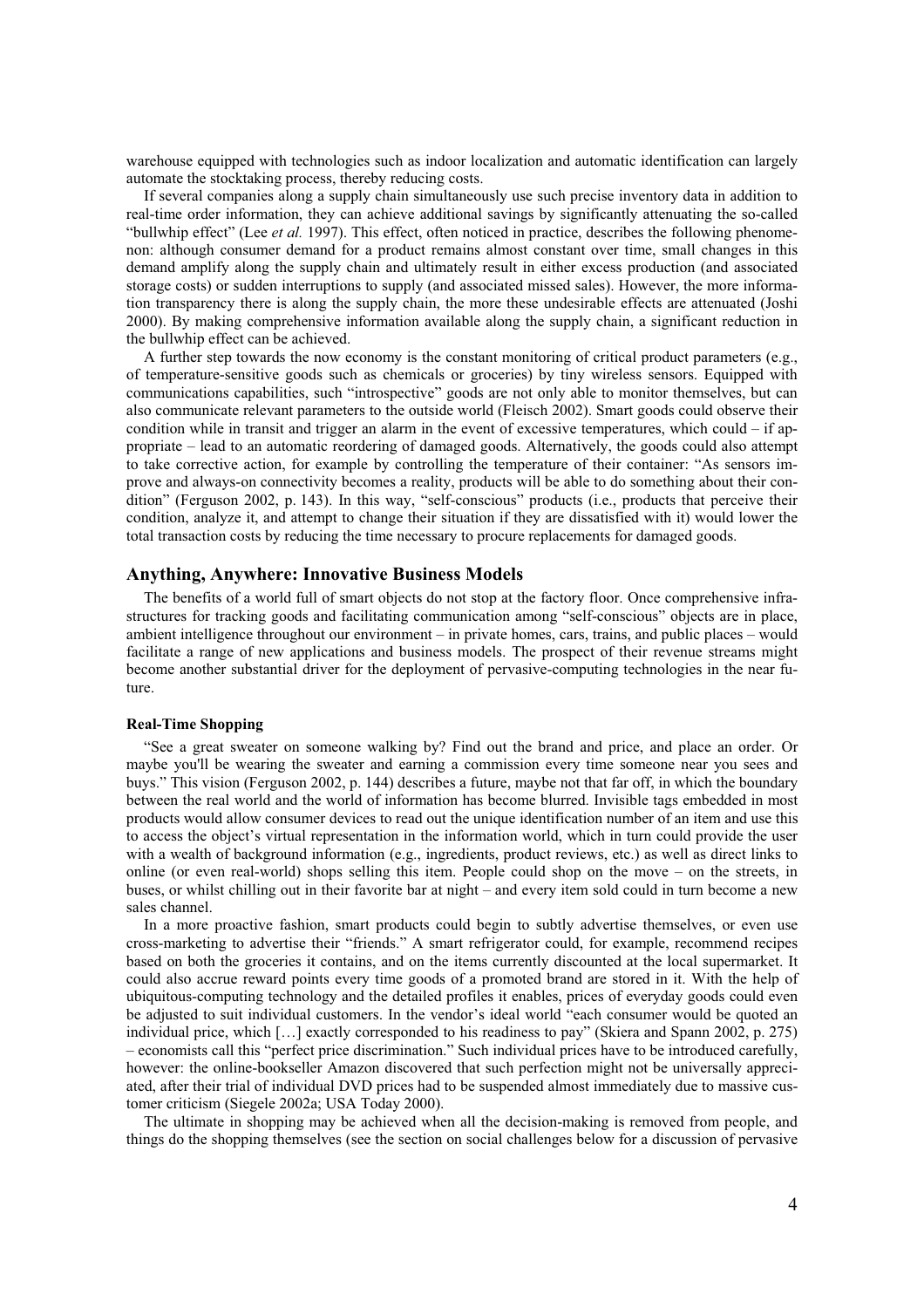warehouse equipped with technologies such as indoor localization and automatic identification can largely automate the stocktaking process, thereby reducing costs.

If several companies along a supply chain simultaneously use such precise inventory data in addition to real-time order information, they can achieve additional savings by significantly attenuating the so-called "bullwhip effect" (Lee *et al.* 1997). This effect, often noticed in practice, describes the following phenomenon: although consumer demand for a product remains almost constant over time, small changes in this demand amplify along the supply chain and ultimately result in either excess production (and associated storage costs) or sudden interruptions to supply (and associated missed sales). However, the more information transparency there is along the supply chain, the more these undesirable effects are attenuated (Joshi 2000). By making comprehensive information available along the supply chain, a significant reduction in the bullwhip effect can be achieved.

A further step towards the now economy is the constant monitoring of critical product parameters (e.g., of temperature-sensitive goods such as chemicals or groceries) by tiny wireless sensors. Equipped with communications capabilities, such "introspective" goods are not only able to monitor themselves, but can also communicate relevant parameters to the outside world (Fleisch 2002). Smart goods could observe their condition while in transit and trigger an alarm in the event of excessive temperatures, which could – if appropriate – lead to an automatic reordering of damaged goods. Alternatively, the goods could also attempt to take corrective action, for example by controlling the temperature of their container: "As sensors improve and always-on connectivity becomes a reality, products will be able to do something about their condition" (Ferguson 2002, p. 143). In this way, "self-conscious" products (i.e., products that perceive their condition, analyze it, and attempt to change their situation if they are dissatisfied with it) would lower the total transaction costs by reducing the time necessary to procure replacements for damaged goods.

## Anything, Anywhere: Innovative Business Models

The benefits of a world full of smart objects do not stop at the factory floor. Once comprehensive infrastructures for tracking goods and facilitating communication among "self-conscious" objects are in place, ambient intelligence throughout our environment – in private homes, cars, trains, and public places – would facilitate a range of new applications and business models. The prospect of their revenue streams might become another substantial driver for the deployment of pervasive-computing technologies in the near future.

### Real-Time Shopping

"See a great sweater on someone walking by? Find out the brand and price, and place an order. Or maybe you'll be wearing the sweater and earning a commission every time someone near you sees and buys." This vision (Ferguson 2002, p. 144) describes a future, maybe not that far off, in which the boundary between the real world and the world of information has become blurred. Invisible tags embedded in most products would allow consumer devices to read out the unique identification number of an item and use this to access the object's virtual representation in the information world, which in turn could provide the user with a wealth of background information (e.g., ingredients, product reviews, etc.) as well as direct links to online (or even real-world) shops selling this item. People could shop on the move – on the streets, in buses, or whilst chilling out in their favorite bar at night – and every item sold could in turn become a new sales channel.

In a more proactive fashion, smart products could begin to subtly advertise themselves, or even use cross-marketing to advertise their "friends." A smart refrigerator could, for example, recommend recipes based on both the groceries it contains, and on the items currently discounted at the local supermarket. It could also accrue reward points every time goods of a promoted brand are stored in it. With the help of ubiquitous-computing technology and the detailed profiles it enables, prices of everyday goods could even be adjusted to suit individual customers. In the vendor's ideal world "each consumer would be quoted an individual price, which […] exactly corresponded to his readiness to pay" (Skiera and Spann 2002, p. 275) – economists call this "perfect price discrimination." Such individual prices have to be introduced carefully, however: the online-bookseller Amazon discovered that such perfection might not be universally appreciated, after their trial of individual DVD prices had to be suspended almost immediately due to massive customer criticism (Siegele 2002a; USA Today 2000).

The ultimate in shopping may be achieved when all the decision-making is removed from people, and things do the shopping themselves (see the section on social challenges below for a discussion of pervasive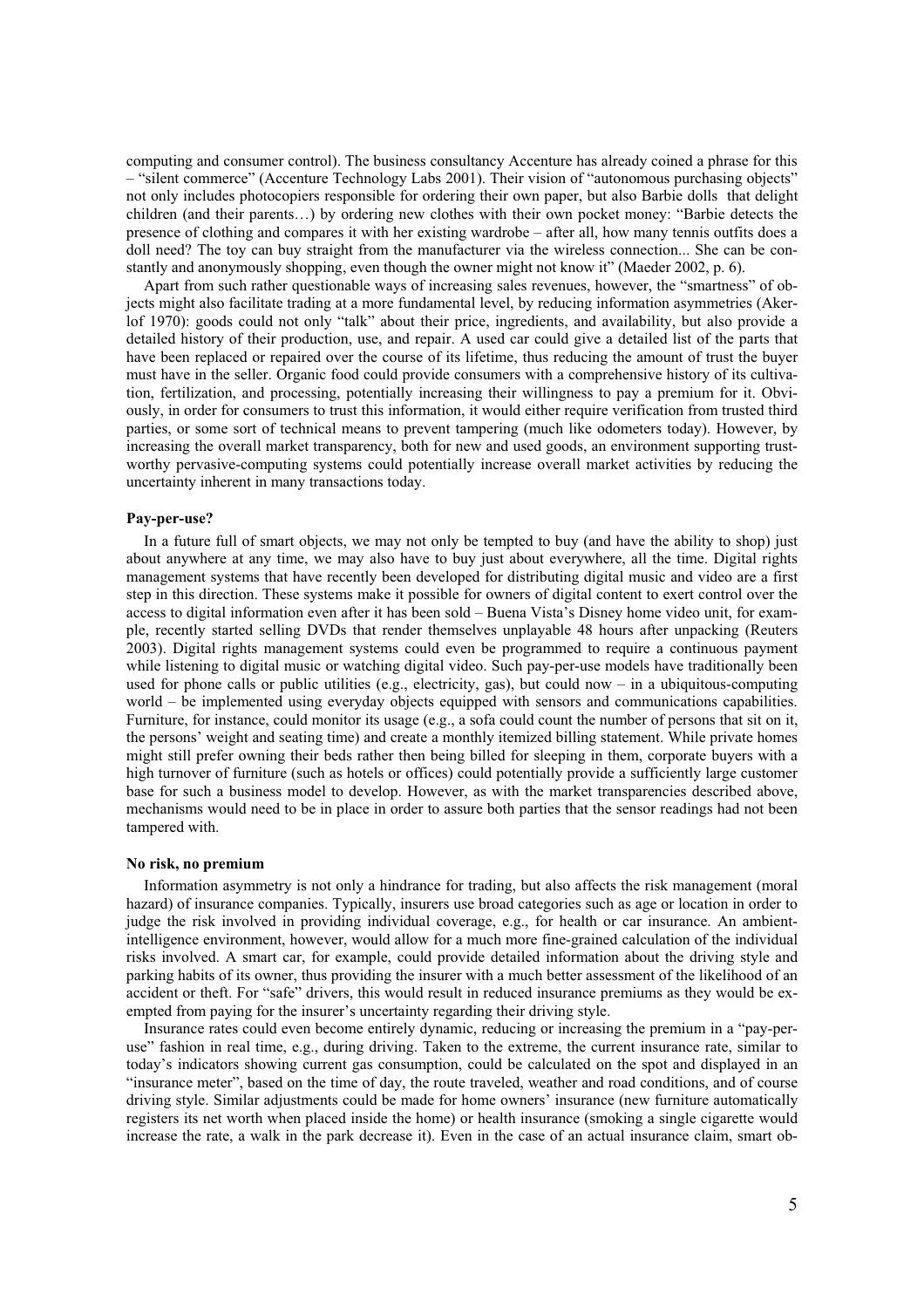computing and consumer control). The business consultancy Accenture has already coined a phrase for this – "silent commerce" (Accenture Technology Labs 2001). Their vision of "autonomous purchasing objects" not only includes photocopiers responsible for ordering their own paper, but also Barbie dolls that delight children (and their parents…) by ordering new clothes with their own pocket money: "Barbie detects the presence of clothing and compares it with her existing wardrobe – after all, how many tennis outfits does a doll need? The toy can buy straight from the manufacturer via the wireless connection... She can be constantly and anonymously shopping, even though the owner might not know it" (Maeder 2002, p. 6).

Apart from such rather questionable ways of increasing sales revenues, however, the "smartness" of objects might also facilitate trading at a more fundamental level, by reducing information asymmetries (Akerlof 1970): goods could not only "talk" about their price, ingredients, and availability, but also provide a detailed history of their production, use, and repair. A used car could give a detailed list of the parts that have been replaced or repaired over the course of its lifetime, thus reducing the amount of trust the buyer must have in the seller. Organic food could provide consumers with a comprehensive history of its cultivation, fertilization, and processing, potentially increasing their willingness to pay a premium for it. Obviously, in order for consumers to trust this information, it would either require verification from trusted third parties, or some sort of technical means to prevent tampering (much like odometers today). However, by increasing the overall market transparency, both for new and used goods, an environment supporting trustworthy pervasive-computing systems could potentially increase overall market activities by reducing the uncertainty inherent in many transactions today.

#### Pay-per-use?

In a future full of smart objects, we may not only be tempted to buy (and have the ability to shop) just about anywhere at any time, we may also have to buy just about everywhere, all the time. Digital rights management systems that have recently been developed for distributing digital music and video are a first step in this direction. These systems make it possible for owners of digital content to exert control over the access to digital information even after it has been sold – Buena Vista's Disney home video unit, for example, recently started selling DVDs that render themselves unplayable 48 hours after unpacking (Reuters 2003). Digital rights management systems could even be programmed to require a continuous payment while listening to digital music or watching digital video. Such pay-per-use models have traditionally been used for phone calls or public utilities (e.g., electricity, gas), but could now – in a ubiquitous-computing world – be implemented using everyday objects equipped with sensors and communications capabilities. Furniture, for instance, could monitor its usage (e.g., a sofa could count the number of persons that sit on it, the persons' weight and seating time) and create a monthly itemized billing statement. While private homes might still prefer owning their beds rather then being billed for sleeping in them, corporate buyers with a high turnover of furniture (such as hotels or offices) could potentially provide a sufficiently large customer base for such a business model to develop. However, as with the market transparencies described above, mechanisms would need to be in place in order to assure both parties that the sensor readings had not been tampered with.

#### No risk, no premium

Information asymmetry is not only a hindrance for trading, but also affects the risk management (moral hazard) of insurance companies. Typically, insurers use broad categories such as age or location in order to judge the risk involved in providing individual coverage, e.g., for health or car insurance. An ambient-intelligence environment, however, would allow for a much more fine-grained calculation of the individual risks involved. A smart car, for example, could provide detailed information about the driving style and parking habits of its owner, thus providing the insurer with a much better assessment of the likelihood of an accident or theft. For "safe" drivers, this would result in reduced insurance premiums as they would be exempted from paying for the insurer's uncertainty regarding their driving style.

Insurance rates could even become entirely dynamic, reducing or increasing the premium in a "pay-per-use" fashion in real time, e.g., during driving. Taken to the extreme, the current insurance rate, similar to today's indicators showing current gas consumption, could be calculated on the spot and displayed in an "insurance meter", based on the time of day, the route traveled, weather and road conditions, and of course driving style. Similar adjustments could be made for home owners' insurance (new furniture automatically registers its net worth when placed inside the home) or health insurance (smoking a single cigarette would increase the rate, a walk in the park decrease it). Even in the case of an actual insurance claim, smart ob-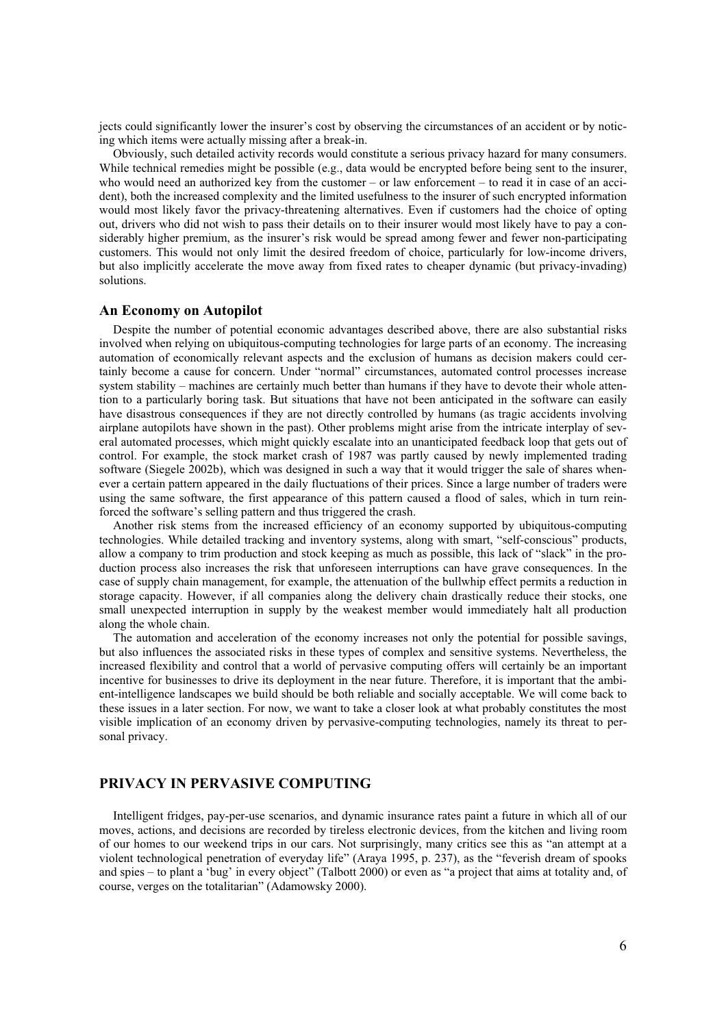jects could significantly lower the insurer's cost by observing the circumstances of an accident or by noticing which items were actually missing after a break-in.

Obviously, such detailed activity records would constitute a serious privacy hazard for many consumers. While technical remedies might be possible (e.g., data would be encrypted before being sent to the insurer, who would need an authorized key from the customer – or law enforcement – to read it in case of an accident), both the increased complexity and the limited usefulness to the insurer of such encrypted information would most likely favor the privacy-threatening alternatives. Even if customers had the choice of opting out, drivers who did not wish to pass their details on to their insurer would most likely have to pay a considerably higher premium, as the insurer's risk would be spread among fewer and fewer non-participating customers. This would not only limit the desired freedom of choice, particularly for low-income drivers, but also implicitly accelerate the move away from fixed rates to cheaper dynamic (but privacy-invading) solutions.

### An Economy on Autopilot

Despite the number of potential economic advantages described above, there are also substantial risks involved when relying on ubiquitous-computing technologies for large parts of an economy. The increasing automation of economically relevant aspects and the exclusion of humans as decision makers could certainly become a cause for concern. Under "normal" circumstances, automated control processes increase system stability – machines are certainly much better than humans if they have to devote their whole attention to a particularly boring task. But situations that have not been anticipated in the software can easily have disastrous consequences if they are not directly controlled by humans (as tragic accidents involving airplane autopilots have shown in the past). Other problems might arise from the intricate interplay of several automated processes, which might quickly escalate into an unanticipated feedback loop that gets out of control. For example, the stock market crash of 1987 was partly caused by newly implemented trading software (Siegele 2002b), which was designed in such a way that it would trigger the sale of shares whenever a certain pattern appeared in the daily fluctuations of their prices. Since a large number of traders were using the same software, the first appearance of this pattern caused a flood of sales, which in turn reinforced the software's selling pattern and thus triggered the crash.

Another risk stems from the increased efficiency of an economy supported by ubiquitous-computing technologies. While detailed tracking and inventory systems, along with smart, "self-conscious" products, allow a company to trim production and stock keeping as much as possible, this lack of "slack" in the production process also increases the risk that unforeseen interruptions can have grave consequences. In the case of supply chain management, for example, the attenuation of the bullwhip effect permits a reduction in storage capacity. However, if all companies along the delivery chain drastically reduce their stocks, one small unexpected interruption in supply by the weakest member would immediately halt all production along the whole chain.

The automation and acceleration of the economy increases not only the potential for possible savings, but also influences the associated risks in these types of complex and sensitive systems. Nevertheless, the increased flexibility and control that a world of pervasive computing offers will certainly be an important incentive for businesses to drive its deployment in the near future. Therefore, it is important that the ambient-intelligence landscapes we build should be both reliable and socially acceptable. We will come back to these issues in a later section. For now, we want to take a closer look at what probably constitutes the most visible implication of an economy driven by pervasive-computing technologies, namely its threat to personal privacy.

## PRIVACY IN PERVASIVE COMPUTING

Intelligent fridges, pay-per-use scenarios, and dynamic insurance rates paint a future in which all of our moves, actions, and decisions are recorded by tireless electronic devices, from the kitchen and living room of our homes to our weekend trips in our cars. Not surprisingly, many critics see this as "an attempt at a violent technological penetration of everyday life" (Araya 1995, p. 237), as the "feverish dream of spooks and spies – to plant a 'bug' in every object" (Talbott 2000) or even as "a project that aims at totality and, of course, verges on the totalitarian" (Adamowsky 2000).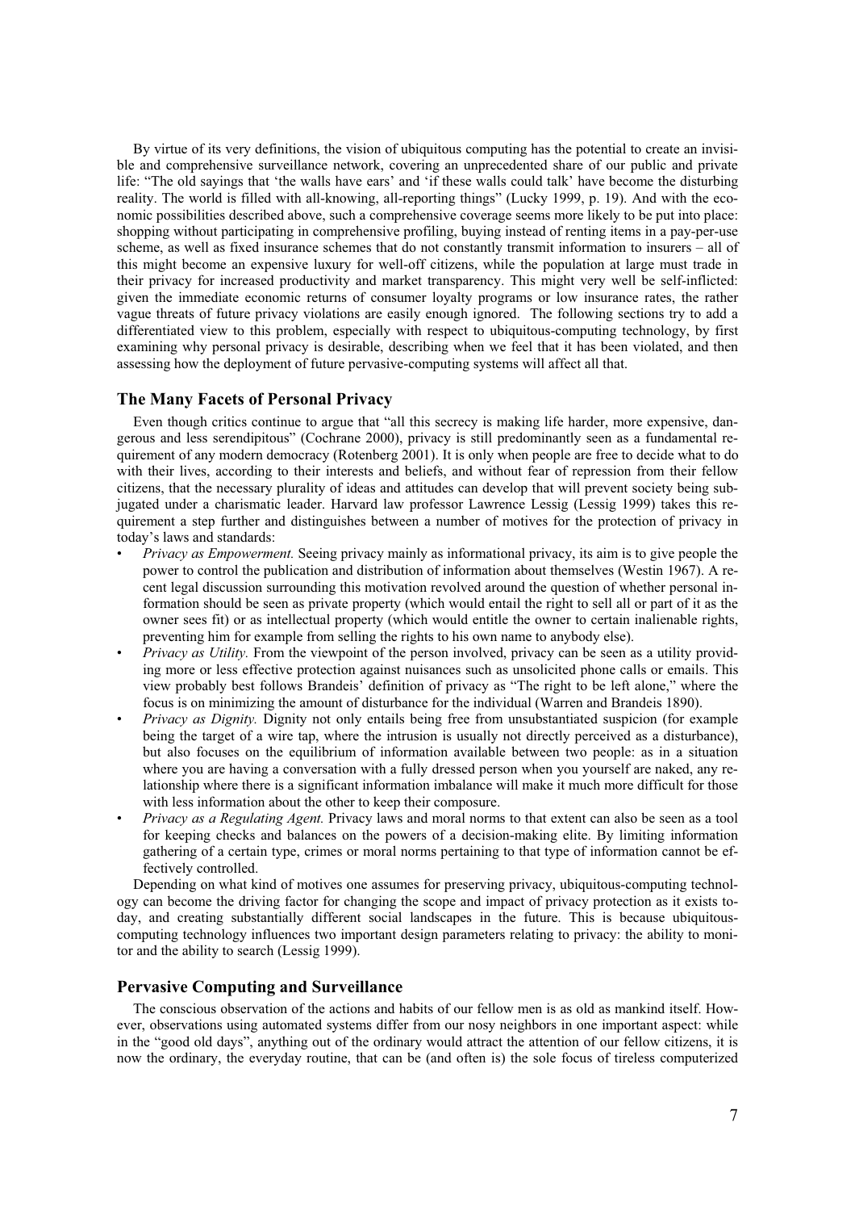By virtue of its very definitions, the vision of ubiquitous computing has the potential to create an invisible and comprehensive surveillance network, covering an unprecedented share of our public and private life: "The old sayings that 'the walls have ears' and 'if these walls could talk' have become the disturbing reality. The world is filled with all-knowing, all-reporting things" (Lucky 1999, p. 19). And with the economic possibilities described above, such a comprehensive coverage seems more likely to be put into place: shopping without participating in comprehensive profiling, buying instead of renting items in a pay-per-use scheme, as well as fixed insurance schemes that do not constantly transmit information to insurers – all of this might become an expensive luxury for well-off citizens, while the population at large must trade in their privacy for increased productivity and market transparency. This might very well be self-inflicted: given the immediate economic returns of consumer loyalty programs or low insurance rates, the rather vague threats of future privacy violations are easily enough ignored. The following sections try to add a differentiated view to this problem, especially with respect to ubiquitous-computing technology, by first examining why personal privacy is desirable, describing when we feel that it has been violated, and then assessing how the deployment of future pervasive-computing systems will affect all that.

## The Many Facets of Personal Privacy

Even though critics continue to argue that "all this secrecy is making life harder, more expensive, dangerous and less serendipitous" (Cochrane 2000), privacy is still predominantly seen as a fundamental requirement of any modern democracy (Rotenberg 2001). It is only when people are free to decide what to do with their lives, according to their interests and beliefs, and without fear of repression from their fellow citizens, that the necessary plurality of ideas and attitudes can develop that will prevent society being subjugated under a charismatic leader. Harvard law professor Lawrence Lessig (Lessig 1999) takes this requirement a step further and distinguishes between a number of motives for the protection of privacy in today's laws and standards:

- *Privacy as Empowerment.* Seeing privacy mainly as informational privacy, its aim is to give people the power to control the publication and distribution of information about themselves (Westin 1967). A recent legal discussion surrounding this motivation revolved around the question of whether personal information should be seen as private property (which would entail the right to sell all or part of it as the owner sees fit) or as intellectual property (which would entitle the owner to certain inalienable rights, preventing him for example from selling the rights to his own name to anybody else).
- *Privacy as Utility.* From the viewpoint of the person involved, privacy can be seen as a utility providing more or less effective protection against nuisances such as unsolicited phone calls or emails. This view probably best follows Brandeis' definition of privacy as "The right to be left alone," where the focus is on minimizing the amount of disturbance for the individual (Warren and Brandeis 1890).
- *Privacy as Dignity.* Dignity not only entails being free from unsubstantiated suspicion (for example being the target of a wire tap, where the intrusion is usually not directly perceived as a disturbance), but also focuses on the equilibrium of information available between two people: as in a situation where you are having a conversation with a fully dressed person when you yourself are naked, any relationship where there is a significant information imbalance will make it much more difficult for those with less information about the other to keep their composure.
- *Privacy as a Regulating Agent.* Privacy laws and moral norms to that extent can also be seen as a tool for keeping checks and balances on the powers of a decision-making elite. By limiting information gathering of a certain type, crimes or moral norms pertaining to that type of information cannot be effectively controlled.

Depending on what kind of motives one assumes for preserving privacy, ubiquitous-computing technology can become the driving factor for changing the scope and impact of privacy protection as it exists today, and creating substantially different social landscapes in the future. This is because ubiquitous-computing technology influences two important design parameters relating to privacy: the ability to monitor and the ability to search (Lessig 1999).

## Pervasive Computing and Surveillance

The conscious observation of the actions and habits of our fellow men is as old as mankind itself. However, observations using automated systems differ from our nosy neighbors in one important aspect: while in the "good old days", anything out of the ordinary would attract the attention of our fellow citizens, it is now the ordinary, the everyday routine, that can be (and often is) the sole focus of tireless computerized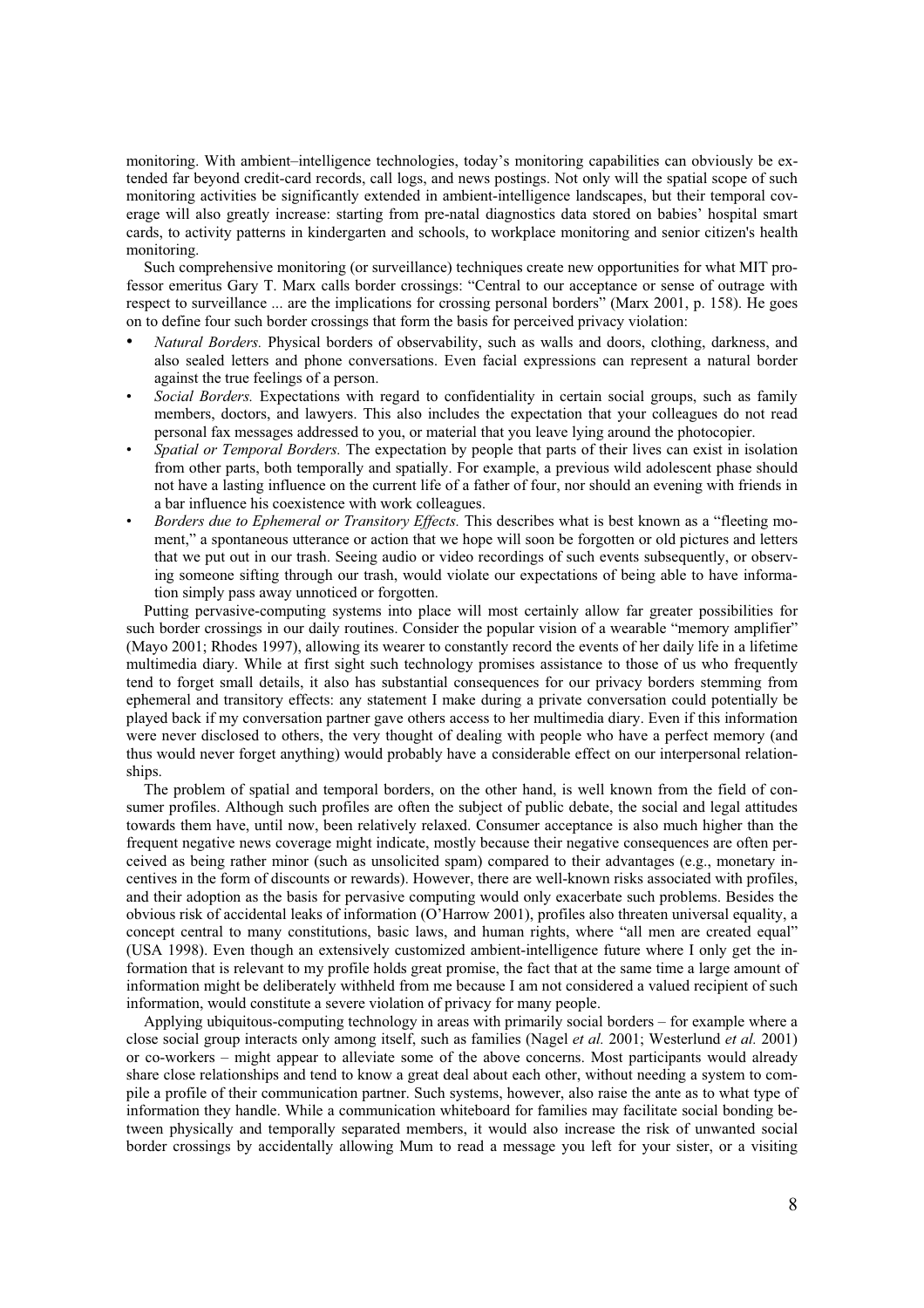monitoring. With ambient–intelligence technologies, today's monitoring capabilities can obviously be extended far beyond credit-card records, call logs, and news postings. Not only will the spatial scope of such monitoring activities be significantly extended in ambient-intelligence landscapes, but their temporal coverage will also greatly increase: starting from pre-natal diagnostics data stored on babies' hospital smart cards, to activity patterns in kindergarten and schools, to workplace monitoring and senior citizen's health monitoring.

Such comprehensive monitoring (or surveillance) techniques create new opportunities for what MIT professor emeritus Gary T. Marx calls border crossings: "Central to our acceptance or sense of outrage with respect to surveillance ... are the implications for crossing personal borders" (Marx 2001, p. 158). He goes on to define four such border crossings that form the basis for perceived privacy violation:

- *Natural Borders.* Physical borders of observability, such as walls and doors, clothing, darkness, and also sealed letters and phone conversations. Even facial expressions can represent a natural border against the true feelings of a person.
- *Social Borders.* Expectations with regard to confidentiality in certain social groups, such as family members, doctors, and lawyers. This also includes the expectation that your colleagues do not read personal fax messages addressed to you, or material that you leave lying around the photocopier.
- *Spatial or Temporal Borders.* The expectation by people that parts of their lives can exist in isolation from other parts, both temporally and spatially. For example, a previous wild adolescent phase should not have a lasting influence on the current life of a father of four, nor should an evening with friends in a bar influence his coexistence with work colleagues.
- *Borders due to Ephemeral or Transitory Effects.* This describes what is best known as a "fleeting moment," a spontaneous utterance or action that we hope will soon be forgotten or old pictures and letters that we put out in our trash. Seeing audio or video recordings of such events subsequently, or observing someone sifting through our trash, would violate our expectations of being able to have information simply pass away unnoticed or forgotten.

Putting pervasive-computing systems into place will most certainly allow far greater possibilities for such border crossings in our daily routines. Consider the popular vision of a wearable "memory amplifier" (Mayo 2001; Rhodes 1997), allowing its wearer to constantly record the events of her daily life in a lifetime multimedia diary. While at first sight such technology promises assistance to those of us who frequently tend to forget small details, it also has substantial consequences for our privacy borders stemming from ephemeral and transitory effects: any statement I make during a private conversation could potentially be played back if my conversation partner gave others access to her multimedia diary. Even if this information were never disclosed to others, the very thought of dealing with people who have a perfect memory (and thus would never forget anything) would probably have a considerable effect on our interpersonal relationships.

The problem of spatial and temporal borders, on the other hand, is well known from the field of consumer profiles. Although such profiles are often the subject of public debate, the social and legal attitudes towards them have, until now, been relatively relaxed. Consumer acceptance is also much higher than the frequent negative news coverage might indicate, mostly because their negative consequences are often perceived as being rather minor (such as unsolicited spam) compared to their advantages (e.g., monetary incentives in the form of discounts or rewards). However, there are well-known risks associated with profiles, and their adoption as the basis for pervasive computing would only exacerbate such problems. Besides the obvious risk of accidental leaks of information (O'Harrow 2001), profiles also threaten universal equality, a concept central to many constitutions, basic laws, and human rights, where "all men are created equal" (USA 1998). Even though an extensively customized ambient-intelligence future where I only get the information that is relevant to my profile holds great promise, the fact that at the same time a large amount of information might be deliberately withheld from me because I am not considered a valued recipient of such information, would constitute a severe violation of privacy for many people.

Applying ubiquitous-computing technology in areas with primarily social borders – for example where a close social group interacts only among itself, such as families (Nagel *et al.* 2001; Westerlund *et al.* 2001) or co-workers – might appear to alleviate some of the above concerns. Most participants would already share close relationships and tend to know a great deal about each other, without needing a system to compile a profile of their communication partner. Such systems, however, also raise the ante as to what type of information they handle. While a communication whiteboard for families may facilitate social bonding between physically and temporally separated members, it would also increase the risk of unwanted social border crossings by accidentally allowing Mum to read a message you left for your sister, or a visiting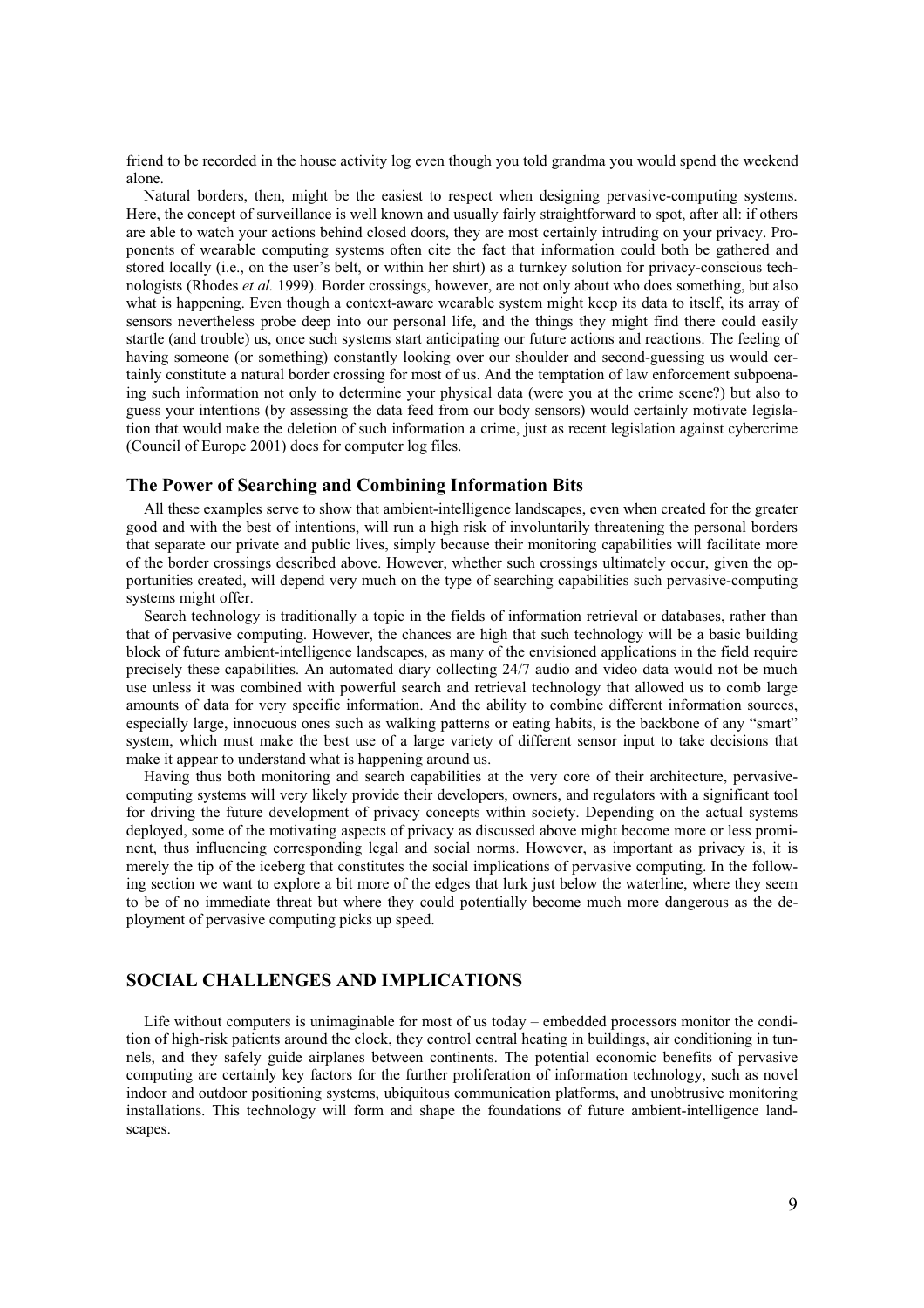friend to be recorded in the house activity log even though you told grandma you would spend the weekend alone.

Natural borders, then, might be the easiest to respect when designing pervasive-computing systems. Here, the concept of surveillance is well known and usually fairly straightforward to spot, after all: if others are able to watch your actions behind closed doors, they are most certainly intruding on your privacy. Proponents of wearable computing systems often cite the fact that information could both be gathered and stored locally (i.e., on the user's belt, or within her shirt) as a turnkey solution for privacy-conscious technologists (Rhodes *et al.* 1999). Border crossings, however, are not only about who does something, but also what is happening. Even though a context-aware wearable system might keep its data to itself, its array of sensors nevertheless probe deep into our personal life, and the things they might find there could easily startle (and trouble) us, once such systems start anticipating our future actions and reactions. The feeling of having someone (or something) constantly looking over our shoulder and second-guessing us would certainly constitute a natural border crossing for most of us. And the temptation of law enforcement subpoenaing such information not only to determine your physical data (were you at the crime scene?) but also to guess your intentions (by assessing the data feed from our body sensors) would certainly motivate legislation that would make the deletion of such information a crime, just as recent legislation against cybercrime (Council of Europe 2001) does for computer log files.

### The Power of Searching and Combining Information Bits

All these examples serve to show that ambient-intelligence landscapes, even when created for the greater good and with the best of intentions, will run a high risk of involuntarily threatening the personal borders that separate our private and public lives, simply because their monitoring capabilities will facilitate more of the border crossings described above. However, whether such crossings ultimately occur, given the opportunities created, will depend very much on the type of searching capabilities such pervasive-computing systems might offer.

Search technology is traditionally a topic in the fields of information retrieval or databases, rather than that of pervasive computing. However, the chances are high that such technology will be a basic building block of future ambient-intelligence landscapes, as many of the envisioned applications in the field require precisely these capabilities. An automated diary collecting 24/7 audio and video data would not be much use unless it was combined with powerful search and retrieval technology that allowed us to comb large amounts of data for very specific information. And the ability to combine different information sources, especially large, innocuous ones such as walking patterns or eating habits, is the backbone of any "smart" system, which must make the best use of a large variety of different sensor input to take decisions that make it appear to understand what is happening around us.

Having thus both monitoring and search capabilities at the very core of their architecture, pervasive-computing systems will very likely provide their developers, owners, and regulators with a significant tool for driving the future development of privacy concepts within society. Depending on the actual systems deployed, some of the motivating aspects of privacy as discussed above might become more or less prominent, thus influencing corresponding legal and social norms. However, as important as privacy is, it is merely the tip of the iceberg that constitutes the social implications of pervasive computing. In the following section we want to explore a bit more of the edges that lurk just below the waterline, where they seem to be of no immediate threat but where they could potentially become much more dangerous as the deployment of pervasive computing picks up speed.

## SOCIAL CHALLENGES AND IMPLICATIONS

Life without computers is unimaginable for most of us today – embedded processors monitor the condition of high-risk patients around the clock, they control central heating in buildings, air conditioning in tunnels, and they safely guide airplanes between continents. The potential economic benefits of pervasive computing are certainly key factors for the further proliferation of information technology, such as novel indoor and outdoor positioning systems, ubiquitous communication platforms, and unobtrusive monitoring installations. This technology will form and shape the foundations of future ambient-intelligence landscapes.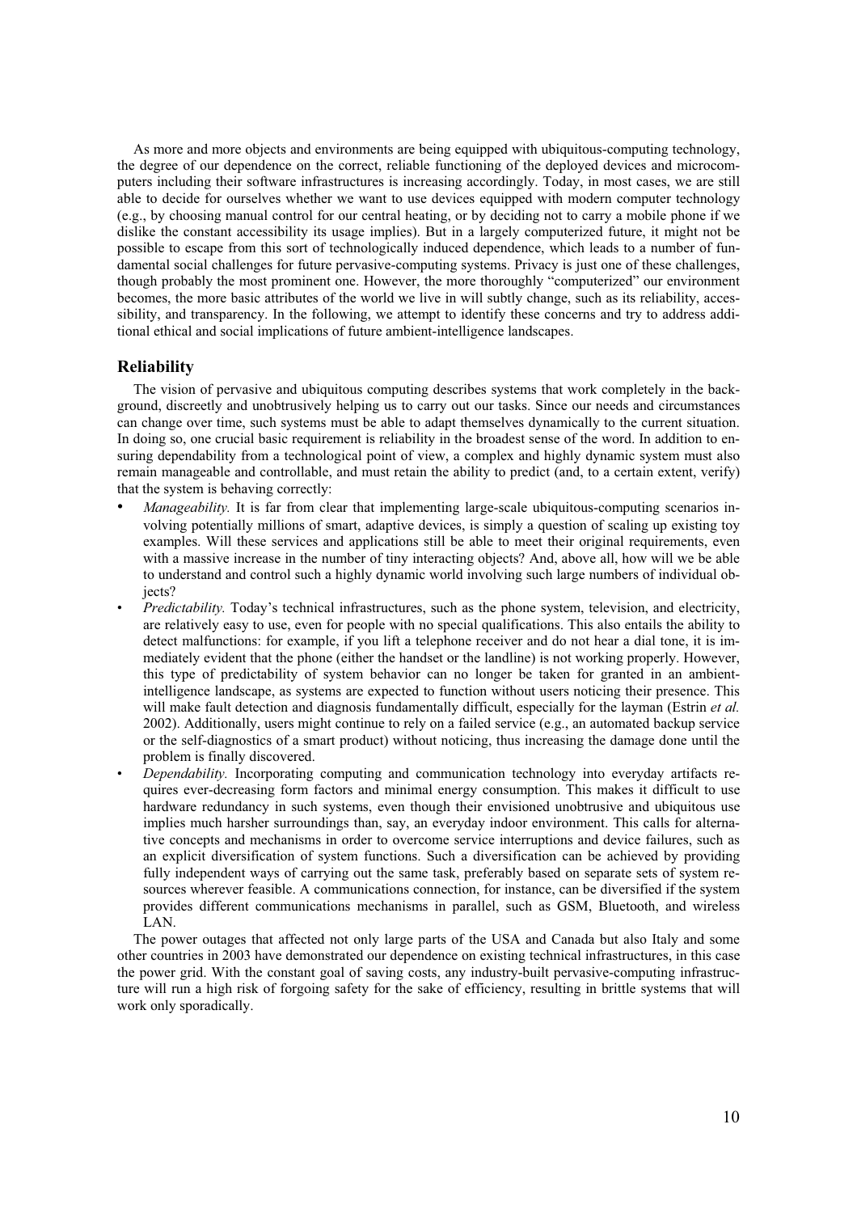As more and more objects and environments are being equipped with ubiquitous-computing technology, the degree of our dependence on the correct, reliable functioning of the deployed devices and microcomputers including their software infrastructures is increasing accordingly. Today, in most cases, we are still able to decide for ourselves whether we want to use devices equipped with modern computer technology (e.g., by choosing manual control for our central heating, or by deciding not to carry a mobile phone if we dislike the constant accessibility its usage implies). But in a largely computerized future, it might not be possible to escape from this sort of technologically induced dependence, which leads to a number of fundamental social challenges for future pervasive-computing systems. Privacy is just one of these challenges, though probably the most prominent one. However, the more thoroughly "computerized" our environment becomes, the more basic attributes of the world we live in will subtly change, such as its reliability, accessibility, and transparency. In the following, we attempt to identify these concerns and try to address additional ethical and social implications of future ambient-intelligence landscapes.

## Reliability

The vision of pervasive and ubiquitous computing describes systems that work completely in the background, discreetly and unobtrusively helping us to carry out our tasks. Since our needs and circumstances can change over time, such systems must be able to adapt themselves dynamically to the current situation. In doing so, one crucial basic requirement is reliability in the broadest sense of the word. In addition to ensuring dependability from a technological point of view, a complex and highly dynamic system must also remain manageable and controllable, and must retain the ability to predict (and, to a certain extent, verify) that the system is behaving correctly:

- *Manageability.* It is far from clear that implementing large-scale ubiquitous-computing scenarios involving potentially millions of smart, adaptive devices, is simply a question of scaling up existing toy examples. Will these services and applications still be able to meet their original requirements, even with a massive increase in the number of tiny interacting objects? And, above all, how will we be able to understand and control such a highly dynamic world involving such large numbers of individual objects?
- *Predictability.* Today's technical infrastructures, such as the phone system, television, and electricity, are relatively easy to use, even for people with no special qualifications. This also entails the ability to detect malfunctions: for example, if you lift a telephone receiver and do not hear a dial tone, it is immediately evident that the phone (either the handset or the landline) is not working properly. However, this type of predictability of system behavior can no longer be taken for granted in an ambient-intelligence landscape, as systems are expected to function without users noticing their presence. This will make fault detection and diagnosis fundamentally difficult, especially for the layman (Estrin *et al.* 2002). Additionally, users might continue to rely on a failed service (e.g., an automated backup service or the self-diagnostics of a smart product) without noticing, thus increasing the damage done until the problem is finally discovered.
- *Dependability.* Incorporating computing and communication technology into everyday artifacts requires ever-decreasing form factors and minimal energy consumption. This makes it difficult to use hardware redundancy in such systems, even though their envisioned unobtrusive and ubiquitous use implies much harsher surroundings than, say, an everyday indoor environment. This calls for alternative concepts and mechanisms in order to overcome service interruptions and device failures, such as an explicit diversification of system functions. Such a diversification can be achieved by providing fully independent ways of carrying out the same task, preferably based on separate sets of system resources wherever feasible. A communications connection, for instance, can be diversified if the system provides different communications mechanisms in parallel, such as GSM, Bluetooth, and wireless LAN.

The power outages that affected not only large parts of the USA and Canada but also Italy and some other countries in 2003 have demonstrated our dependence on existing technical infrastructures, in this case the power grid. With the constant goal of saving costs, any industry-built pervasive-computing infrastructure will run a high risk of forgoing safety for the sake of efficiency, resulting in brittle systems that will work only sporadically.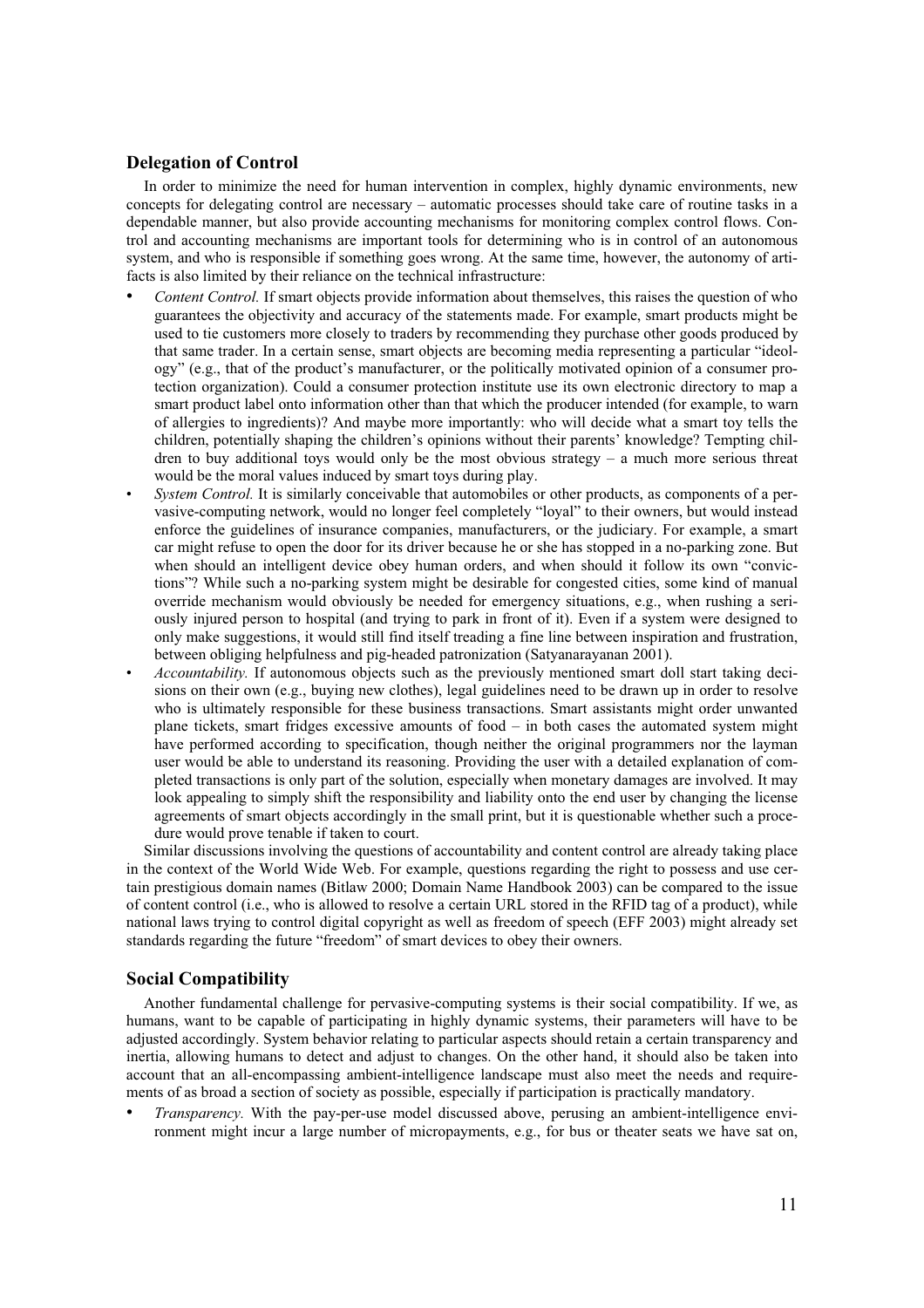## Delegation of Control

In order to minimize the need for human intervention in complex, highly dynamic environments, new concepts for delegating control are necessary – automatic processes should take care of routine tasks in a dependable manner, but also provide accounting mechanisms for monitoring complex control flows. Control and accounting mechanisms are important tools for determining who is in control of an autonomous system, and who is responsible if something goes wrong. At the same time, however, the autonomy of artifacts is also limited by their reliance on the technical infrastructure:

- *Content Control.* If smart objects provide information about themselves, this raises the question of who guarantees the objectivity and accuracy of the statements made. For example, smart products might be used to tie customers more closely to traders by recommending they purchase other goods produced by that same trader. In a certain sense, smart objects are becoming media representing a particular "ideology" (e.g., that of the product's manufacturer, or the politically motivated opinion of a consumer protection organization). Could a consumer protection institute use its own electronic directory to map a smart product label onto information other than that which the producer intended (for example, to warn of allergies to ingredients)? And maybe more importantly: who will decide what a smart toy tells the children, potentially shaping the children's opinions without their parents' knowledge? Tempting children to buy additional toys would only be the most obvious strategy – a much more serious threat would be the moral values induced by smart toys during play.
- *System Control.* It is similarly conceivable that automobiles or other products, as components of a pervasive-computing network, would no longer feel completely "loyal" to their owners, but would instead enforce the guidelines of insurance companies, manufacturers, or the judiciary. For example, a smart car might refuse to open the door for its driver because he or she has stopped in a no-parking zone. But when should an intelligent device obey human orders, and when should it follow its own "convictions"? While such a no-parking system might be desirable for congested cities, some kind of manual override mechanism would obviously be needed for emergency situations, e.g., when rushing a seriously injured person to hospital (and trying to park in front of it). Even if a system were designed to only make suggestions, it would still find itself treading a fine line between inspiration and frustration, between obliging helpfulness and pig-headed patronization (Satyanarayanan 2001).
- *Accountability.* If autonomous objects such as the previously mentioned smart doll start taking decisions on their own (e.g., buying new clothes), legal guidelines need to be drawn up in order to resolve who is ultimately responsible for these business transactions. Smart assistants might order unwanted plane tickets, smart fridges excessive amounts of food – in both cases the automated system might have performed according to specification, though neither the original programmers nor the layman user would be able to understand its reasoning. Providing the user with a detailed explanation of completed transactions is only part of the solution, especially when monetary damages are involved. It may look appealing to simply shift the responsibility and liability onto the end user by changing the license agreements of smart objects accordingly in the small print, but it is questionable whether such a procedure would prove tenable if taken to court.

Similar discussions involving the questions of accountability and content control are already taking place in the context of the World Wide Web. For example, questions regarding the right to possess and use certain prestigious domain names (Bitlaw 2000; Domain Name Handbook 2003) can be compared to the issue of content control (i.e., who is allowed to resolve a certain URL stored in the RFID tag of a product), while national laws trying to control digital copyright as well as freedom of speech (EFF 2003) might already set standards regarding the future "freedom" of smart devices to obey their owners.

## Social Compatibility

Another fundamental challenge for pervasive-computing systems is their social compatibility. If we, as humans, want to be capable of participating in highly dynamic systems, their parameters will have to be adjusted accordingly. System behavior relating to particular aspects should retain a certain transparency and inertia, allowing humans to detect and adjust to changes. On the other hand, it should also be taken into account that an all-encompassing ambient-intelligence landscape must also meet the needs and requirements of as broad a section of society as possible, especially if participation is practically mandatory.

- *Transparency.* With the pay-per-use model discussed above, perusing an ambient-intelligence environment might incur a large number of micropayments, e.g., for bus or theater seats we have sat on,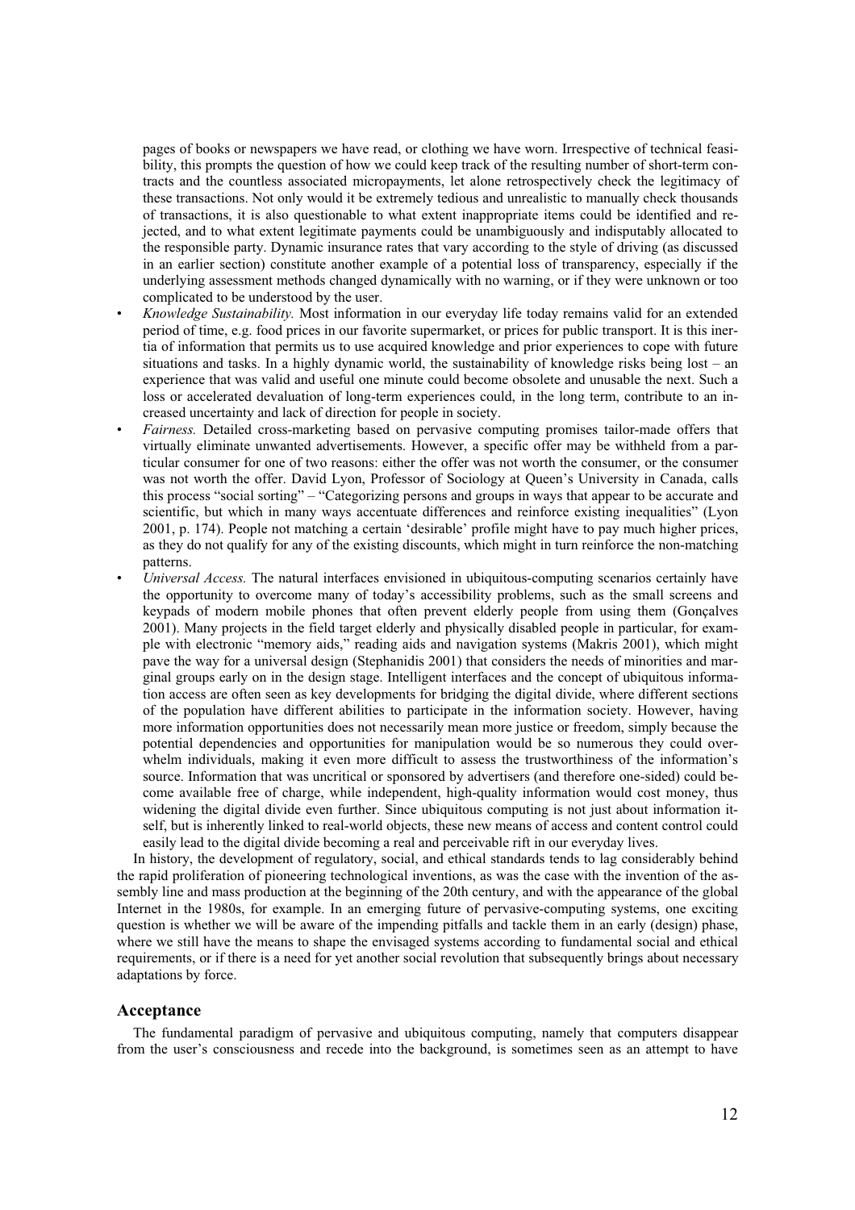pages of books or newspapers we have read, or clothing we have worn. Irrespective of technical feasibility, this prompts the question of how we could keep track of the resulting number of short-term contracts and the countless associated micropayments, let alone retrospectively check the legitimacy of these transactions. Not only would it be extremely tedious and unrealistic to manually check thousands of transactions, it is also questionable to what extent inappropriate items could be identified and rejected, and to what extent legitimate payments could be unambiguously and indisputably allocated to the responsible party. Dynamic insurance rates that vary according to the style of driving (as discussed in an earlier section) constitute another example of a potential loss of transparency, especially if the underlying assessment methods changed dynamically with no warning, or if they were unknown or too complicated to be understood by the user.

- *Knowledge Sustainability.* Most information in our everyday life today remains valid for an extended period of time, e.g. food prices in our favorite supermarket, or prices for public transport. It is this inertia of information that permits us to use acquired knowledge and prior experiences to cope with future situations and tasks. In a highly dynamic world, the sustainability of knowledge risks being lost – an experience that was valid and useful one minute could become obsolete and unusable the next. Such a loss or accelerated devaluation of long-term experiences could, in the long term, contribute to an increased uncertainty and lack of direction for people in society.
- *Fairness.* Detailed cross-marketing based on pervasive computing promises tailor-made offers that virtually eliminate unwanted advertisements. However, a specific offer may be withheld from a particular consumer for one of two reasons: either the offer was not worth the consumer, or the consumer was not worth the offer. David Lyon, Professor of Sociology at Queen's University in Canada, calls this process "social sorting" – "Categorizing persons and groups in ways that appear to be accurate and scientific, but which in many ways accentuate differences and reinforce existing inequalities" (Lyon 2001, p. 174). People not matching a certain 'desirable' profile might have to pay much higher prices, as they do not qualify for any of the existing discounts, which might in turn reinforce the non-matching patterns.
- *Universal Access.* The natural interfaces envisioned in ubiquitous-computing scenarios certainly have the opportunity to overcome many of today's accessibility problems, such as the small screens and keypads of modern mobile phones that often prevent elderly people from using them (Gonçalves 2001). Many projects in the field target elderly and physically disabled people in particular, for example with electronic "memory aids," reading aids and navigation systems (Makris 2001), which might pave the way for a universal design (Stephanidis 2001) that considers the needs of minorities and marginal groups early on in the design stage. Intelligent interfaces and the concept of ubiquitous information access are often seen as key developments for bridging the digital divide, where different sections of the population have different abilities to participate in the information society. However, having more information opportunities does not necessarily mean more justice or freedom, simply because the potential dependencies and opportunities for manipulation would be so numerous they could overwhelm individuals, making it even more difficult to assess the trustworthiness of the information's source. Information that was uncritical or sponsored by advertisers (and therefore one-sided) could become available free of charge, while independent, high-quality information would cost money, thus widening the digital divide even further. Since ubiquitous computing is not just about information itself, but is inherently linked to real-world objects, these new means of access and content control could easily lead to the digital divide becoming a real and perceivable rift in our everyday lives.

In history, the development of regulatory, social, and ethical standards tends to lag considerably behind the rapid proliferation of pioneering technological inventions, as was the case with the invention of the assembly line and mass production at the beginning of the 20th century, and with the appearance of the global Internet in the 1980s, for example. In an emerging future of pervasive-computing systems, one exciting question is whether we will be aware of the impending pitfalls and tackle them in an early (design) phase, where we still have the means to shape the envisaged systems according to fundamental social and ethical requirements, or if there is a need for yet another social revolution that subsequently brings about necessary adaptations by force.

## Acceptance

The fundamental paradigm of pervasive and ubiquitous computing, namely that computers disappear from the user's consciousness and recede into the background, is sometimes seen as an attempt to have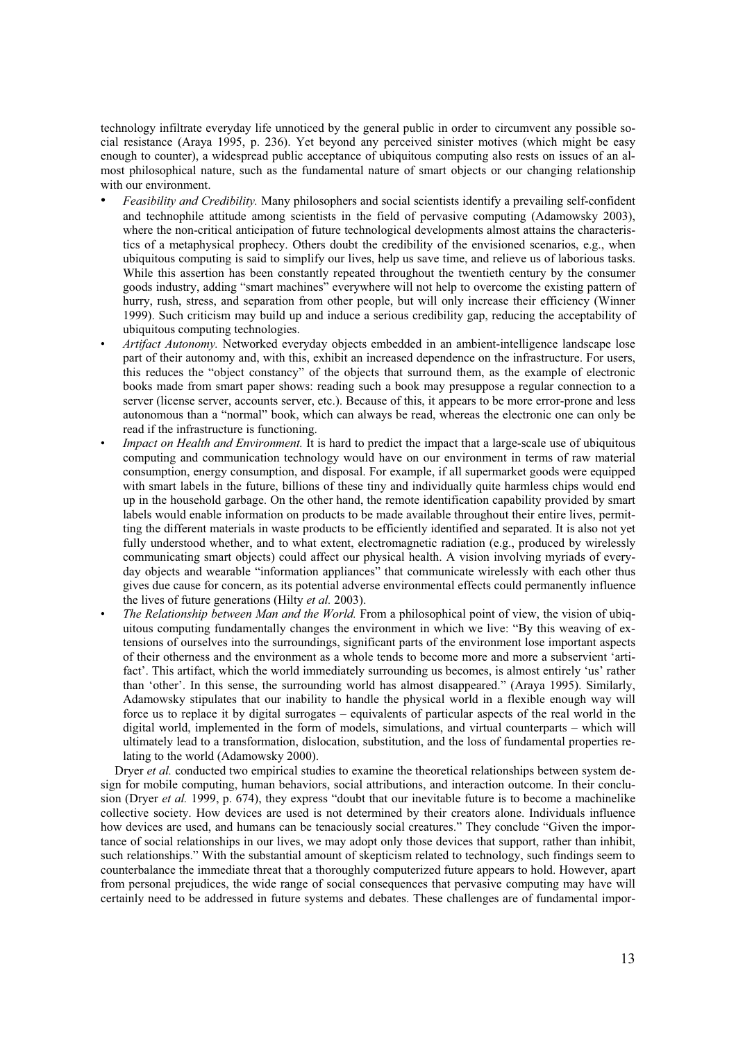technology infiltrate everyday life unnoticed by the general public in order to circumvent any possible social resistance (Araya 1995, p. 236). Yet beyond any perceived sinister motives (which might be easy enough to counter), a widespread public acceptance of ubiquitous computing also rests on issues of an almost philosophical nature, such as the fundamental nature of smart objects or our changing relationship with our environment.

- *Feasibility and Credibility.* Many philosophers and social scientists identify a prevailing self-confident and technophile attitude among scientists in the field of pervasive computing (Adamowsky 2003), where the non-critical anticipation of future technological developments almost attains the characteristics of a metaphysical prophecy. Others doubt the credibility of the envisioned scenarios, e.g., when ubiquitous computing is said to simplify our lives, help us save time, and relieve us of laborious tasks. While this assertion has been constantly repeated throughout the twentieth century by the consumer goods industry, adding "smart machines" everywhere will not help to overcome the existing pattern of hurry, rush, stress, and separation from other people, but will only increase their efficiency (Winner 1999). Such criticism may build up and induce a serious credibility gap, reducing the acceptability of ubiquitous computing technologies.
- *Artifact Autonomy.* Networked everyday objects embedded in an ambient-intelligence landscape lose part of their autonomy and, with this, exhibit an increased dependence on the infrastructure. For users, this reduces the "object constancy" of the objects that surround them, as the example of electronic books made from smart paper shows: reading such a book may presuppose a regular connection to a server (license server, accounts server, etc.). Because of this, it appears to be more error-prone and less autonomous than a "normal" book, which can always be read, whereas the electronic one can only be read if the infrastructure is functioning.
- *Impact on Health and Environment.* It is hard to predict the impact that a large-scale use of ubiquitous computing and communication technology would have on our environment in terms of raw material consumption, energy consumption, and disposal. For example, if all supermarket goods were equipped with smart labels in the future, billions of these tiny and individually quite harmless chips would end up in the household garbage. On the other hand, the remote identification capability provided by smart labels would enable information on products to be made available throughout their entire lives, permitting the different materials in waste products to be efficiently identified and separated. It is also not yet fully understood whether, and to what extent, electromagnetic radiation (e.g., produced by wirelessly communicating smart objects) could affect our physical health. A vision involving myriads of everyday objects and wearable "information appliances" that communicate wirelessly with each other thus gives due cause for concern, as its potential adverse environmental effects could permanently influence the lives of future generations (Hilty *et al.* 2003).
- *The Relationship between Man and the World.* From a philosophical point of view, the vision of ubiquitous computing fundamentally changes the environment in which we live: "By this weaving of extensions of ourselves into the surroundings, significant parts of the environment lose important aspects of their otherness and the environment as a whole tends to become more and more a subservient 'artifact'. This artifact, which the world immediately surrounding us becomes, is almost entirely 'us' rather than 'other'. In this sense, the surrounding world has almost disappeared." (Araya 1995). Similarly, Adamowsky stipulates that our inability to handle the physical world in a flexible enough way will force us to replace it by digital surrogates – equivalents of particular aspects of the real world in the digital world, implemented in the form of models, simulations, and virtual counterparts – which will ultimately lead to a transformation, dislocation, substitution, and the loss of fundamental properties relating to the world (Adamowsky 2000).

Dryer *et al.* conducted two empirical studies to examine the theoretical relationships between system design for mobile computing, human behaviors, social attributions, and interaction outcome. In their conclusion (Dryer *et al.* 1999, p. 674), they express "doubt that our inevitable future is to become a machinelike collective society. How devices are used is not determined by their creators alone. Individuals influence how devices are used, and humans can be tenaciously social creatures." They conclude "Given the importance of social relationships in our lives, we may adopt only those devices that support, rather than inhibit, such relationships." With the substantial amount of skepticism related to technology, such findings seem to counterbalance the immediate threat that a thoroughly computerized future appears to hold. However, apart from personal prejudices, the wide range of social consequences that pervasive computing may have will certainly need to be addressed in future systems and debates. These challenges are of fundamental impor-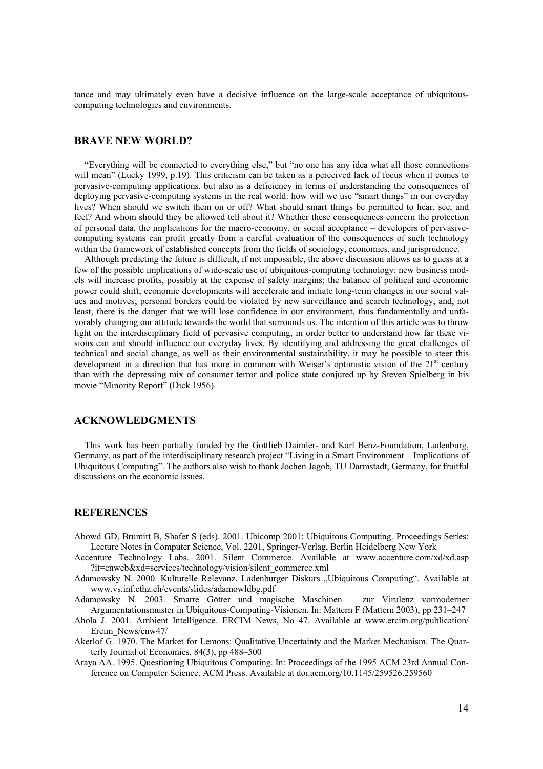tance and may ultimately even have a decisive influence on the large-scale acceptance of ubiquitous-computing technologies and environments.

## BRAVE NEW WORLD?

"Everything will be connected to everything else," but "no one has any idea what all those connections will mean" (Lucky 1999, p.19). This criticism can be taken as a perceived lack of focus when it comes to pervasive-computing applications, but also as a deficiency in terms of understanding the consequences of deploying pervasive-computing systems in the real world: how will we use "smart things" in our everyday lives? When should we switch them on or off? What should smart things be permitted to hear, see, and feel? And whom should they be allowed tell about it? Whether these consequences concern the protection of personal data, the implications for the macro-economy, or social acceptance – developers of pervasive-computing systems can profit greatly from a careful evaluation of the consequences of such technology within the framework of established concepts from the fields of sociology, economics, and jurisprudence.

Although predicting the future is difficult, if not impossible, the above discussion allows us to guess at a few of the possible implications of wide-scale use of ubiquitous-computing technology: new business models will increase profits, possibly at the expense of safety margins; the balance of political and economic power could shift; economic developments will accelerate and initiate long-term changes in our social values and motives; personal borders could be violated by new surveillance and search technology; and, not least, there is the danger that we will lose confidence in our environment, thus fundamentally and unfavorably changing our attitude towards the world that surrounds us. The intention of this article was to throw light on the interdisciplinary field of pervasive computing, in order better to understand how far these visions can and should influence our everyday lives. By identifying and addressing the great challenges of technical and social change, as well as their environmental sustainability, it may be possible to steer this development in a direction that has more in common with Weiser's optimistic vision of the 21st century than with the depressing mix of consumer terror and police state conjured up by Steven Spielberg in his movie "Minority Report" (Dick 1956).

## ACKNOWLEDGMENTS

This work has been partially funded by the Gottlieb Daimler- and Karl Benz-Foundation, Ladenburg, Germany, as part of the interdisciplinary research project "Living in a Smart Environment – Implications of Ubiquitous Computing". The authors also wish to thank Jochen Jagob, TU Darmstadt, Germany, for fruitful discussions on the economic issues.

## REFERENCES

Abowd GD, Brumitt B, Shafer S (eds). 2001. Ubicomp 2001: Ubiquitous Computing. Proceedings Series: Lecture Notes in Computer Science, Vol. 2201, Springer-Verlag, Berlin Heidelberg New York

Accenture Technology Labs. 2001. Silent Commerce. Available at www.accenture.com/xd/xd.asp?it=enweb&xd=services/technology/vision/silent_commerce.xml

Adamowsky N. 2000. Kulturelle Relevanz. Ladenburger Diskurs „Ubiquitous Computing". Available at www.vs.inf.ethz.ch/events/slides/adamowldbg.pdf

Adamowsky N. 2003. Smarte Götter und magische Maschinen – zur Virulenz vormoderner Argumentationsmuster in Ubiquitous-Computing-Visionen. In: Mattern F (Mattern 2003), pp 231–247

Ahola J. 2001. Ambient Intelligence. ERCIM News, No 47. Available at www.ercim.org/publication/Ercim_News/enw47/

Akerlof G. 1970. The Market for Lemons: Qualitative Uncertainty and the Market Mechanism. The Quarterly Journal of Economics, 84(3), pp 488–500

Araya AA. 1995. Questioning Ubiquitous Computing. In: Proceedings of the 1995 ACM 23rd Annual Conference on Computer Science. ACM Press. Available at doi.acm.org/10.1145/259526.259560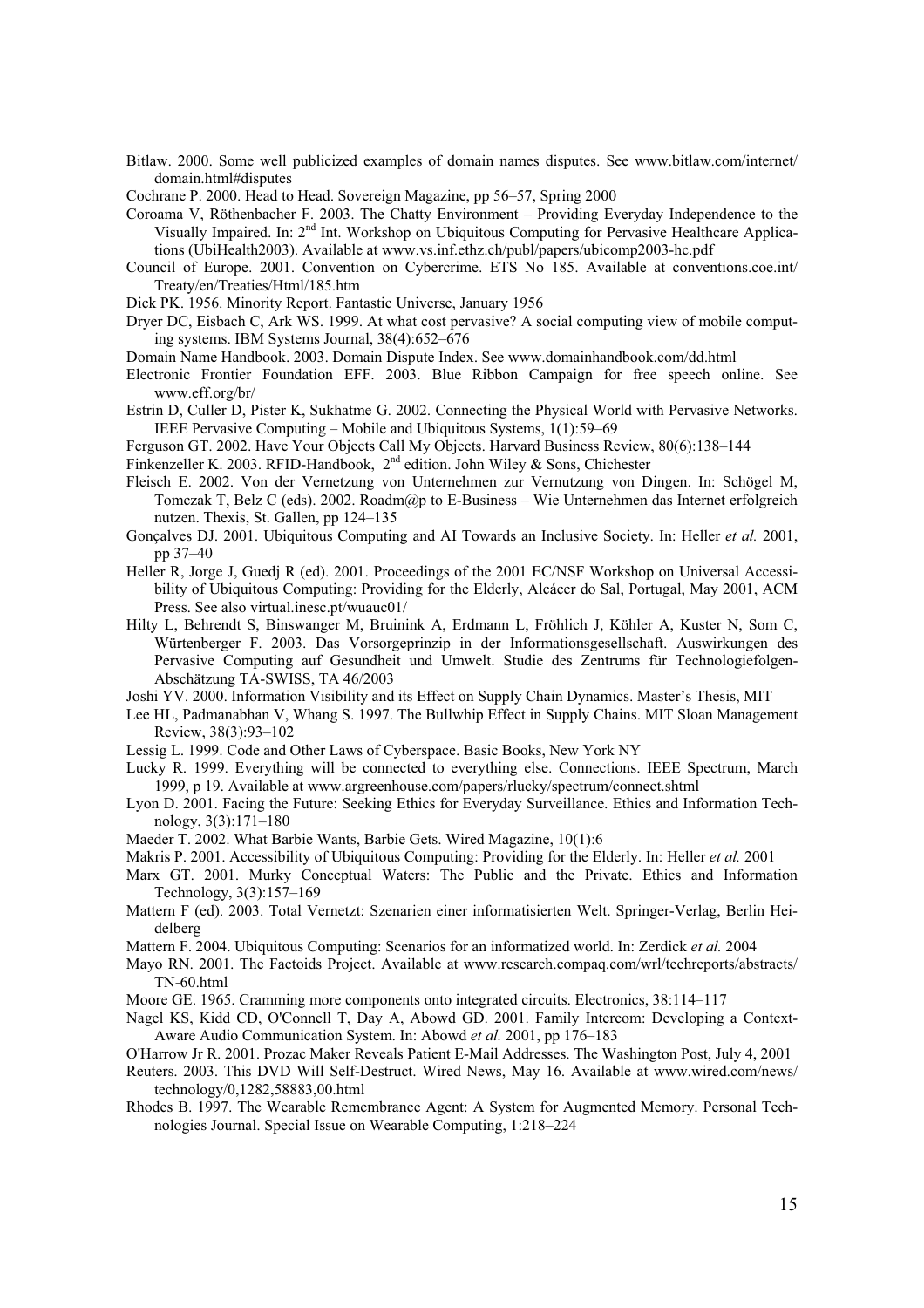Bitlaw. 2000. Some well publicized examples of domain names disputes. See www.bitlaw.com/internet/domain.html#disputes

Cochrane P. 2000. Head to Head. Sovereign Magazine, pp 56–57, Spring 2000

Coroama V, Röthenbacher F. 2003. The Chatty Environment – Providing Everyday Independence to the Visually Impaired. In: 2nd Int. Workshop on Ubiquitous Computing for Pervasive Healthcare Applications (UbiHealth2003). Available at www.vs.inf.ethz.ch/publ/papers/ubicomp2003-hc.pdf

Council of Europe. 2001. Convention on Cybercrime. ETS No 185. Available at conventions.coe.int/Treaty/en/Treaties/Html/185.htm

Dick PK. 1956. Minority Report. Fantastic Universe, January 1956

Dryer DC, Eisbach C, Ark WS. 1999. At what cost pervasive? A social computing view of mobile computing systems. IBM Systems Journal, 38(4):652–676

Domain Name Handbook. 2003. Domain Dispute Index. See www.domainhandbook.com/dd.html

Electronic Frontier Foundation EFF. 2003. Blue Ribbon Campaign for free speech online. See www.eff.org/br/

Estrin D, Culler D, Pister K, Sukhatme G. 2002. Connecting the Physical World with Pervasive Networks. IEEE Pervasive Computing – Mobile and Ubiquitous Systems, 1(1):59–69

Ferguson GT. 2002. Have Your Objects Call My Objects. Harvard Business Review, 80(6):138–144

Finkenzeller K. 2003. RFID-Handbook, 2nd edition. John Wiley & Sons, Chichester

Fleisch E. 2002. Von der Vernetzung von Unternehmen zur Vernutzung von Dingen. In: Schögel M, Tomczak T, Belz C (eds). 2002. Roadm@p to E-Business – Wie Unternehmen das Internet erfolgreich nutzen. Thexis, St. Gallen, pp 124–135

Gonçalves DJ. 2001. Ubiquitous Computing and AI Towards an Inclusive Society. In: Heller *et al.* 2001, pp 37–40

Heller R, Jorge J, Guedj R (ed). 2001. Proceedings of the 2001 EC/NSF Workshop on Universal Accessibility of Ubiquitous Computing: Providing for the Elderly, Alcácer do Sal, Portugal, May 2001, ACM Press. See also virtual.inesc.pt/wuauc01/

Hilty L, Behrendt S, Binswanger M, Bruinink A, Erdmann L, Fröhlich J, Köhler A, Kuster N, Som C, Würtenberger F. 2003. Das Vorsorgeprinzip in der Informationsgesellschaft. Auswirkungen des Pervasive Computing auf Gesundheit und Umwelt. Studie des Zentrums für Technologiefolgen-Abschätzung TA-SWISS, TA 46/2003

Joshi YV. 2000. Information Visibility and its Effect on Supply Chain Dynamics. Master's Thesis, MIT

Lee HL, Padmanabhan V, Whang S. 1997. The Bullwhip Effect in Supply Chains. MIT Sloan Management Review, 38(3):93–102

Lessig L. 1999. Code and Other Laws of Cyberspace. Basic Books, New York NY

Lucky R. 1999. Everything will be connected to everything else. Connections. IEEE Spectrum, March 1999, p 19. Available at www.argreenhouse.com/papers/rlucky/spectrum/connect.shtml

Lyon D. 2001. Facing the Future: Seeking Ethics for Everyday Surveillance. Ethics and Information Technology, 3(3):171–180

Maeder T. 2002. What Barbie Wants, Barbie Gets. Wired Magazine, 10(1):6

Makris P. 2001. Accessibility of Ubiquitous Computing: Providing for the Elderly. In: Heller *et al.* 2001

Marx GT. 2001. Murky Conceptual Waters: The Public and the Private. Ethics and Information Technology, 3(3):157–169

Mattern F (ed). 2003. Total Vernetzt: Szenarien einer informatisierten Welt. Springer-Verlag, Berlin Heidelberg

Mattern F. 2004. Ubiquitous Computing: Scenarios for an informatized world. In: Zerdick *et al.* 2004

Mayo RN. 2001. The Factoids Project. Available at www.research.compaq.com/wrl/techreports/abstracts/TN-60.html

Moore GE. 1965. Cramming more components onto integrated circuits. Electronics, 38:114–117

Nagel KS, Kidd CD, O'Connell T, Day A, Abowd GD. 2001. Family Intercom: Developing a Context-Aware Audio Communication System. In: Abowd *et al.* 2001, pp 176–183

O'Harrow Jr R. 2001. Prozac Maker Reveals Patient E-Mail Addresses. The Washington Post, July 4, 2001

Reuters. 2003. This DVD Will Self-Destruct. Wired News, May 16. Available at www.wired.com/news/technology/0,1282,58883,00.html

Rhodes B. 1997. The Wearable Remembrance Agent: A System for Augmented Memory. Personal Technologies Journal. Special Issue on Wearable Computing, 1:218–224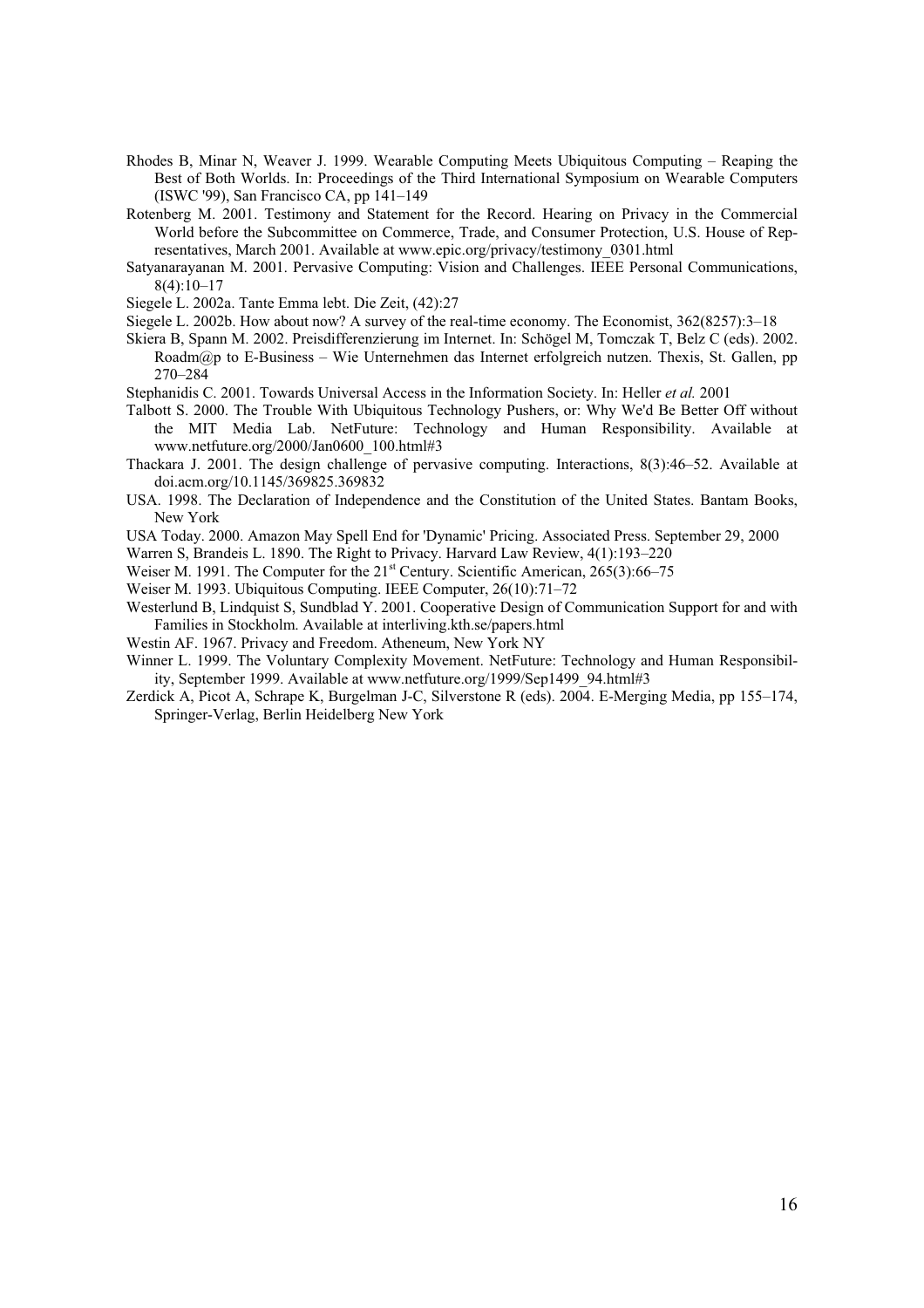Rhodes B, Minar N, Weaver J. 1999. Wearable Computing Meets Ubiquitous Computing – Reaping the Best of Both Worlds. In: Proceedings of the Third International Symposium on Wearable Computers (ISWC '99), San Francisco CA, pp 141–149

Rotenberg M. 2001. Testimony and Statement for the Record. Hearing on Privacy in the Commercial World before the Subcommittee on Commerce, Trade, and Consumer Protection, U.S. House of Representatives, March 2001. Available at www.epic.org/privacy/testimony_0301.html

Satyanarayanan M. 2001. Pervasive Computing: Vision and Challenges. IEEE Personal Communications, 8(4):10–17

Siegele L. 2002a. Tante Emma lebt. Die Zeit, (42):27

Siegele L. 2002b. How about now? A survey of the real-time economy. The Economist, 362(8257):3–18

Skiera B, Spann M. 2002. Preisdifferenzierung im Internet. In: Schögel M, Tomczak T, Belz C (eds). 2002. Roadm@p to E-Business – Wie Unternehmen das Internet erfolgreich nutzen. Thexis, St. Gallen, pp 270–284

Stephanidis C. 2001. Towards Universal Access in the Information Society. In: Heller *et al.* 2001

Talbott S. 2000. The Trouble With Ubiquitous Technology Pushers, or: Why We'd Be Better Off without the MIT Media Lab. NetFuture: Technology and Human Responsibility. Available at www.netfuture.org/2000/Jan0600_100.html#3

Thackara J. 2001. The design challenge of pervasive computing. Interactions, 8(3):46–52. Available at doi.acm.org/10.1145/369825.369832

USA. 1998. The Declaration of Independence and the Constitution of the United States. Bantam Books, New York

USA Today. 2000. Amazon May Spell End for 'Dynamic' Pricing. Associated Press. September 29, 2000

Warren S, Brandeis L. 1890. The Right to Privacy. Harvard Law Review, 4(1):193–220

Weiser M. 1991. The Computer for the 21st Century. Scientific American, 265(3):66–75

Weiser M. 1993. Ubiquitous Computing. IEEE Computer, 26(10):71–72

Westerlund B, Lindquist S, Sundblad Y. 2001. Cooperative Design of Communication Support for and with Families in Stockholm. Available at interliving.kth.se/papers.html

Westin AF. 1967. Privacy and Freedom. Atheneum, New York NY

Winner L. 1999. The Voluntary Complexity Movement. NetFuture: Technology and Human Responsibility, September 1999. Available at www.netfuture.org/1999/Sep1499_94.html#3

Zerdick A, Picot A, Schrape K, Burgelman J-C, Silverstone R (eds). 2004. E-Merging Media, pp 155–174, Springer-Verlag, Berlin Heidelberg New York